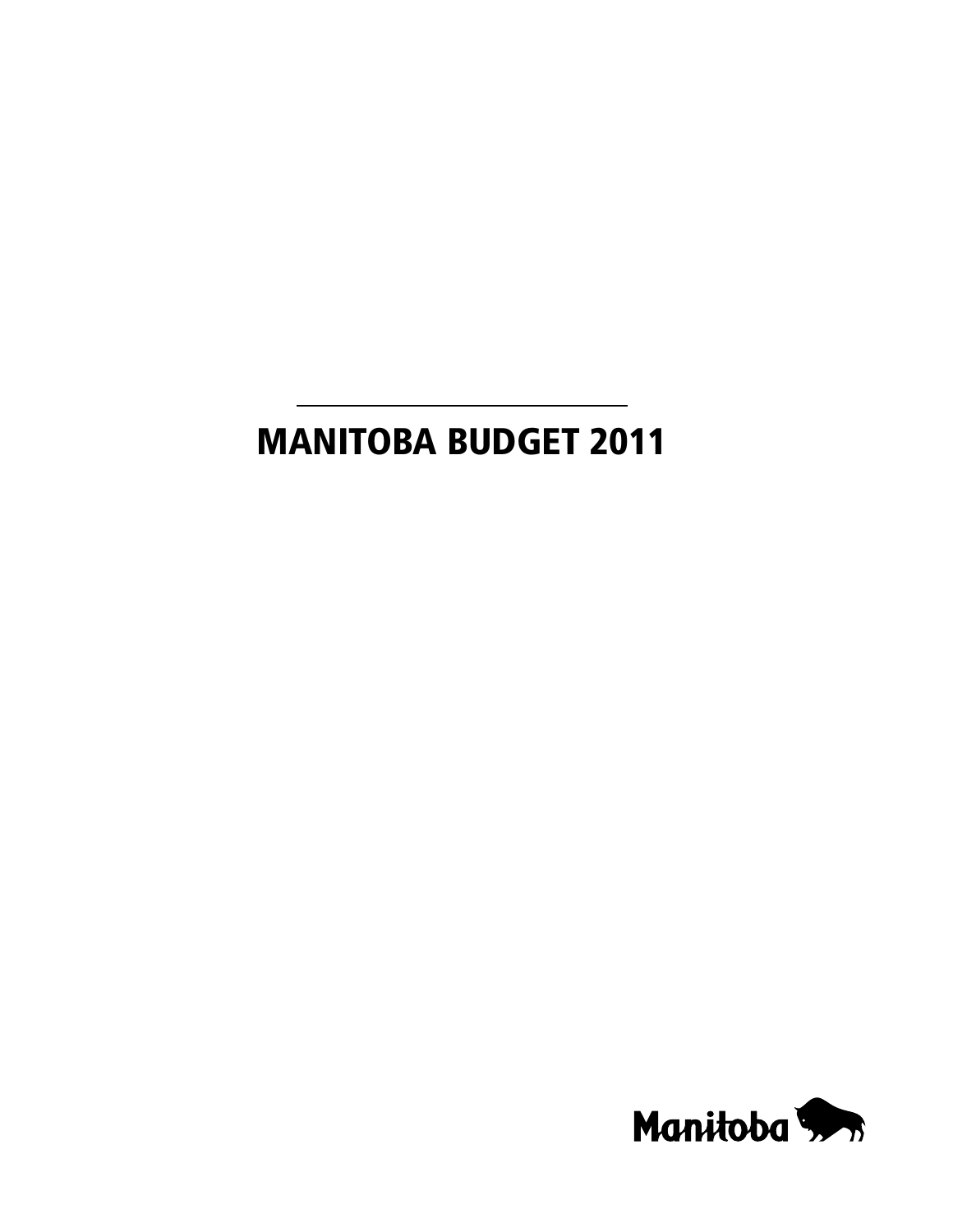# MANITOBA BUDGET 2011

Manitoba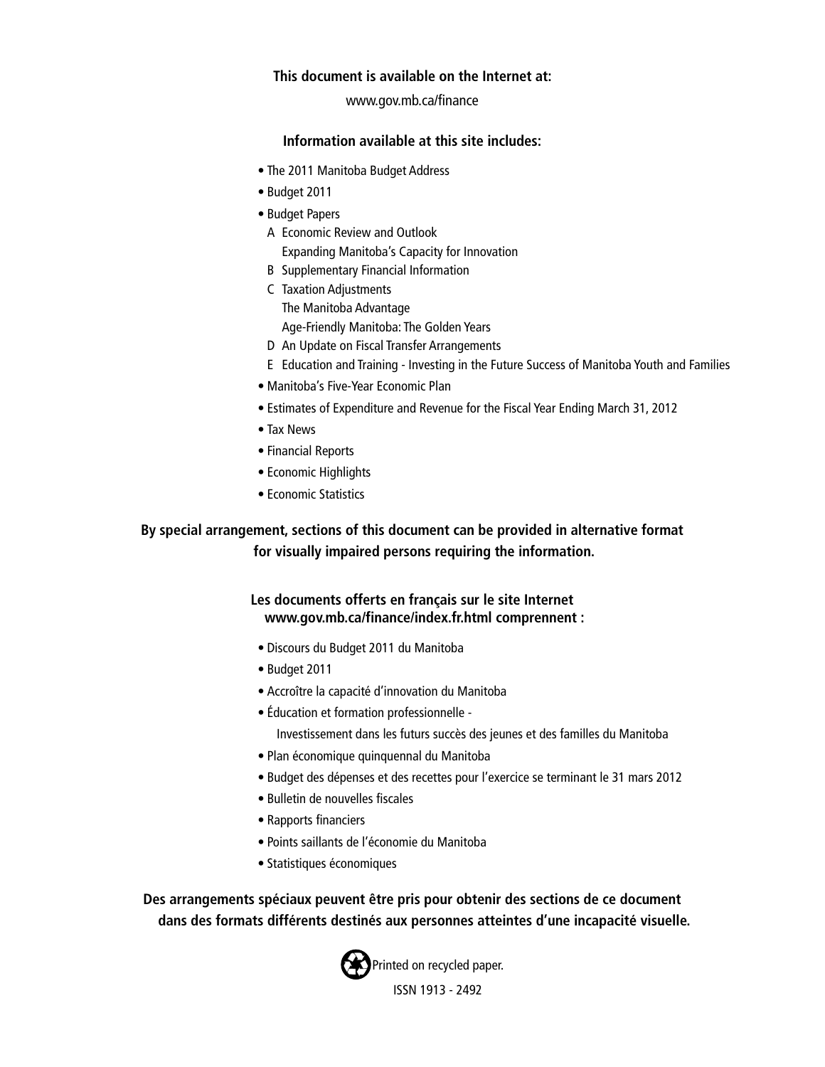**This document is available on the Internet at:**

www.gov.mb.ca/finance

**Information available at this site includes:**

- The 2011 Manitoba Budget Address
- Budget 2011
- Budget Papers
  - A Economic Review and Outlook
    Expanding Manitoba's Capacity for Innovation
  - B Supplementary Financial Information
  - C Taxation Adjustments
    The Manitoba Advantage
    Age-Friendly Manitoba: The Golden Years
  - D An Update on Fiscal Transfer Arrangements
  - E Education and Training - Investing in the Future Success of Manitoba Youth and Families
- Manitoba's Five-Year Economic Plan
- Estimates of Expenditure and Revenue for the Fiscal Year Ending March 31, 2012
- Tax News
- Financial Reports
- Economic Highlights
- Economic Statistics

**By special arrangement, sections of this document can be provided in alternative format for visually impaired persons requiring the information.**

**Les documents offerts en français sur le site Internet www.gov.mb.ca/finance/index.fr.html comprennent :**

- Discours du Budget 2011 du Manitoba
- Budget 2011
- Accroître la capacité d'innovation du Manitoba
- Éducation et formation professionnelle -
  Investissement dans les futurs succès des jeunes et des familles du Manitoba
- Plan économique quinquennal du Manitoba
- Budget des dépenses et des recettes pour l'exercice se terminant le 31 mars 2012
- Bulletin de nouvelles fiscales
- Rapports financiers
- Points saillants de l'économie du Manitoba
- Statistiques économiques

**Des arrangements spéciaux peuvent être pris pour obtenir des sections de ce document dans des formats différents destinés aux personnes atteintes d'une incapacité visuelle.**

Printed on recycled paper.

ISSN 1913 - 2492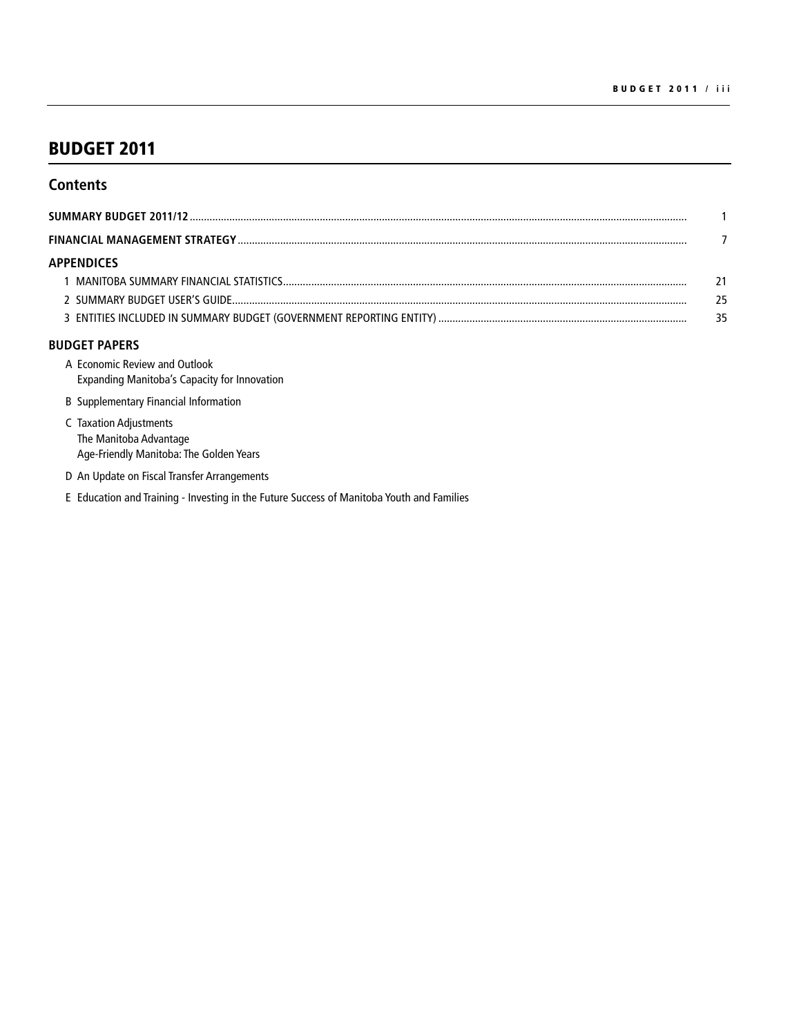# BUDGET 2011

## Contents

| | |
|---|---|
| **SUMMARY BUDGET 2011/12** | 1 |
| **FINANCIAL MANAGEMENT STRATEGY** | 7 |

### APPENDICES

| | |
|---|---|
| 1 MANITOBA SUMMARY FINANCIAL STATISTICS | 21 |
| 2 SUMMARY BUDGET USER'S GUIDE | 25 |
| 3 ENTITIES INCLUDED IN SUMMARY BUDGET (GOVERNMENT REPORTING ENTITY) | 35 |

### BUDGET PAPERS

A Economic Review and Outlook
Expanding Manitoba's Capacity for Innovation

B Supplementary Financial Information

C Taxation Adjustments
The Manitoba Advantage
Age-Friendly Manitoba: The Golden Years

D An Update on Fiscal Transfer Arrangements

E Education and Training - Investing in the Future Success of Manitoba Youth and Families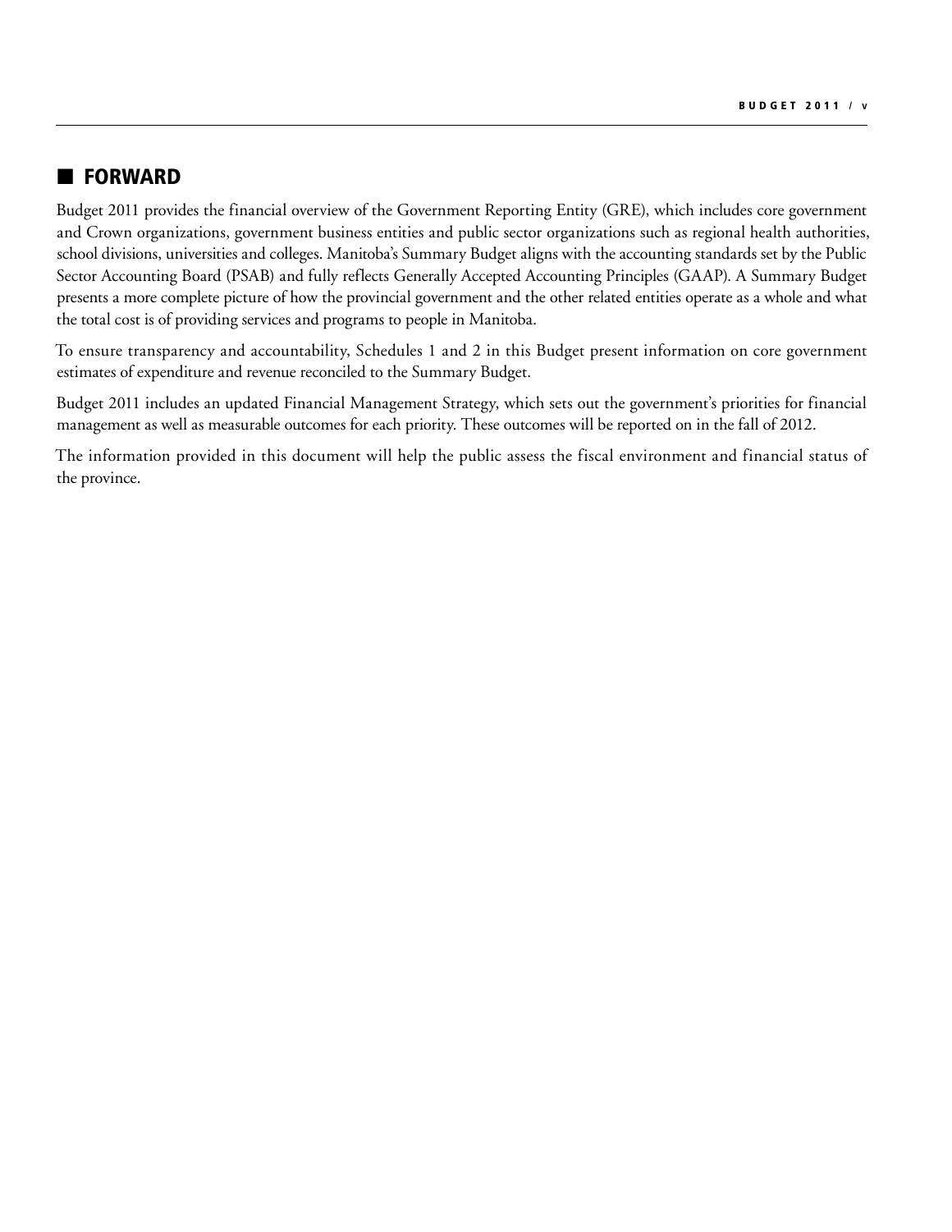## FORWARD

Budget 2011 provides the financial overview of the Government Reporting Entity (GRE), which includes core government and Crown organizations, government business entities and public sector organizations such as regional health authorities, school divisions, universities and colleges. Manitoba's Summary Budget aligns with the accounting standards set by the Public Sector Accounting Board (PSAB) and fully reflects Generally Accepted Accounting Principles (GAAP). A Summary Budget presents a more complete picture of how the provincial government and the other related entities operate as a whole and what the total cost is of providing services and programs to people in Manitoba.

To ensure transparency and accountability, Schedules 1 and 2 in this Budget present information on core government estimates of expenditure and revenue reconciled to the Summary Budget.

Budget 2011 includes an updated Financial Management Strategy, which sets out the government's priorities for financial management as well as measurable outcomes for each priority. These outcomes will be reported on in the fall of 2012.

The information provided in this document will help the public assess the fiscal environment and financial status of the province.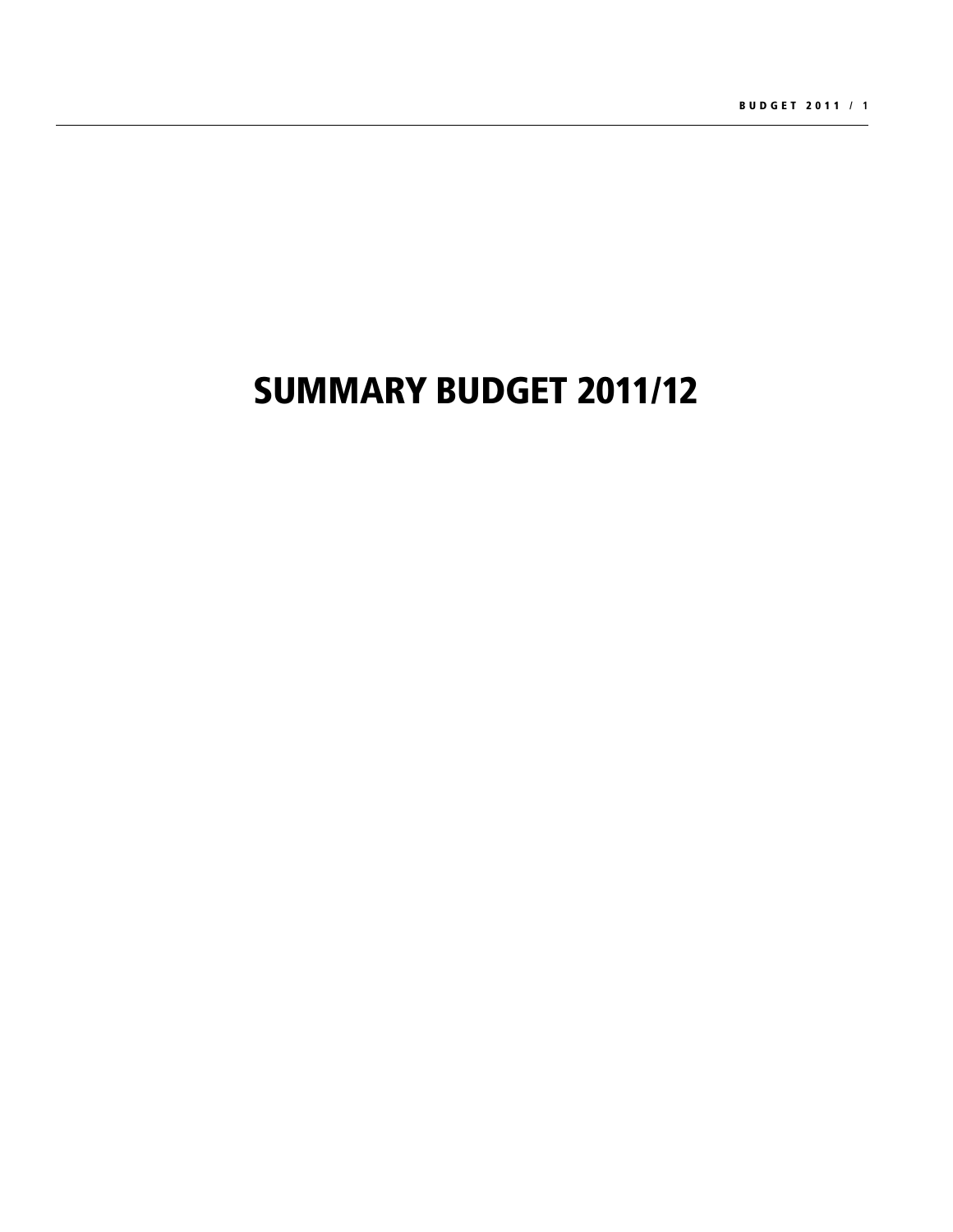# SUMMARY BUDGET 2011/12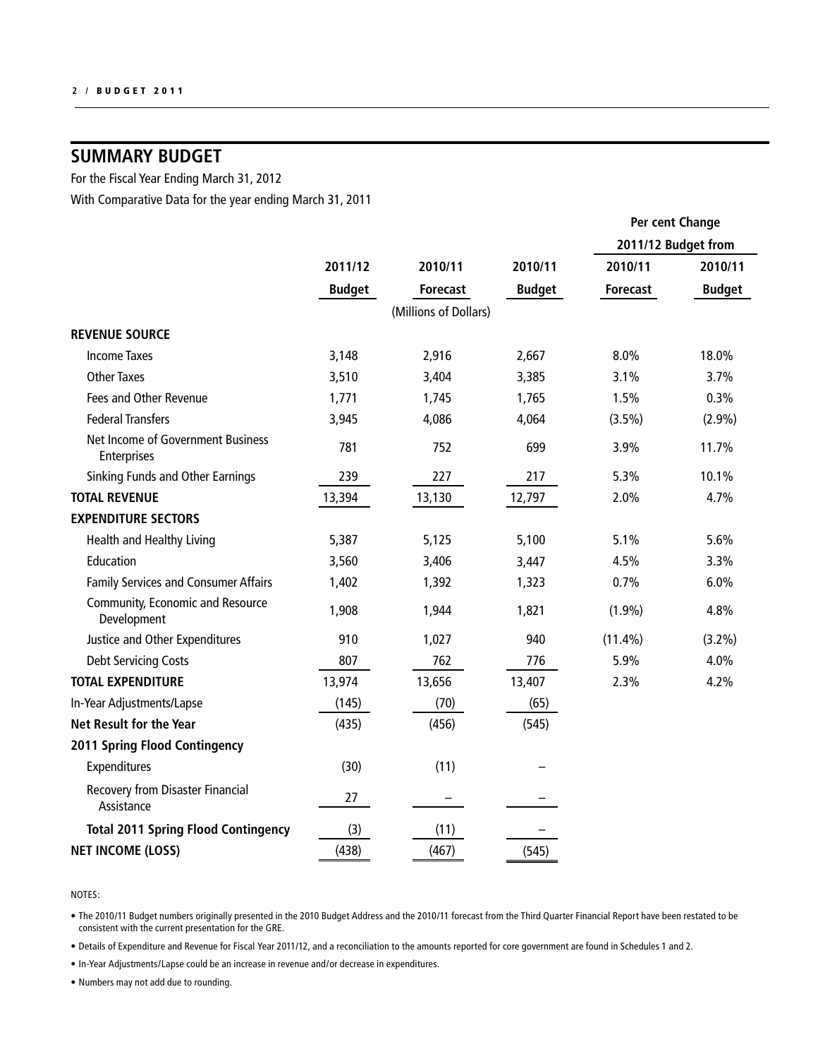## SUMMARY BUDGET

For the Fiscal Year Ending March 31, 2012

With Comparative Data for the year ending March 31, 2011

| | 2011/12 Budget | 2010/11 Forecast | 2010/11 Budget | Per cent Change 2011/12 Budget from 2010/11 Forecast | 2010/11 Budget |
|---|---|---|---|---|---|
| | | (Millions of Dollars) | | | |
| **REVENUE SOURCE** | | | | | |
| Income Taxes | 3,148 | 2,916 | 2,667 | 8.0% | 18.0% |
| Other Taxes | 3,510 | 3,404 | 3,385 | 3.1% | 3.7% |
| Fees and Other Revenue | 1,771 | 1,745 | 1,765 | 1.5% | 0.3% |
| Federal Transfers | 3,945 | 4,086 | 4,064 | (3.5%) | (2.9%) |
| Net Income of Government Business Enterprises | 781 | 752 | 699 | 3.9% | 11.7% |
| Sinking Funds and Other Earnings | 239 | 227 | 217 | 5.3% | 10.1% |
| **TOTAL REVENUE** | 13,394 | 13,130 | 12,797 | 2.0% | 4.7% |
| **EXPENDITURE SECTORS** | | | | | |
| Health and Healthy Living | 5,387 | 5,125 | 5,100 | 5.1% | 5.6% |
| Education | 3,560 | 3,406 | 3,447 | 4.5% | 3.3% |
| Family Services and Consumer Affairs | 1,402 | 1,392 | 1,323 | 0.7% | 6.0% |
| Community, Economic and Resource Development | 1,908 | 1,944 | 1,821 | (1.9%) | 4.8% |
| Justice and Other Expenditures | 910 | 1,027 | 940 | (11.4%) | (3.2%) |
| Debt Servicing Costs | 807 | 762 | 776 | 5.9% | 4.0% |
| **TOTAL EXPENDITURE** | 13,974 | 13,656 | 13,407 | 2.3% | 4.2% |
| In-Year Adjustments/Lapse | (145) | (70) | (65) | | |
| **Net Result for the Year** | (435) | (456) | (545) | | |
| **2011 Spring Flood Contingency** | | | | | |
| Expenditures | (30) | (11) | – | | |
| Recovery from Disaster Financial Assistance | 27 | – | – | | |
| **Total 2011 Spring Flood Contingency** | (3) | (11) | – | | |
| **NET INCOME (LOSS)** | (438) | (467) | (545) | | |

NOTES:

- The 2010/11 Budget numbers originally presented in the 2010 Budget Address and the 2010/11 forecast from the Third Quarter Financial Report have been restated to be consistent with the current presentation for the GRE.
- Details of Expenditure and Revenue for Fiscal Year 2011/12, and a reconciliation to the amounts reported for core government are found in Schedules 1 and 2.
- In-Year Adjustments/Lapse could be an increase in revenue and/or decrease in expenditures.
- Numbers may not add due to rounding.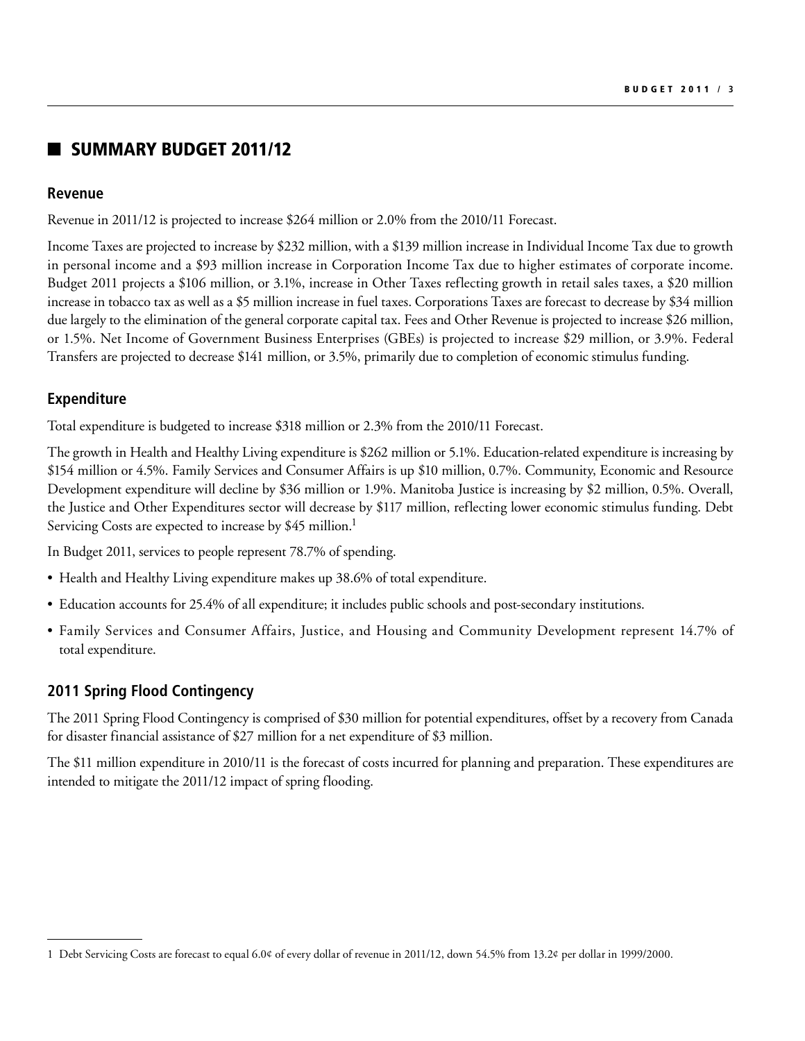## SUMMARY BUDGET 2011/12

### Revenue

Revenue in 2011/12 is projected to increase $264 million or 2.0% from the 2010/11 Forecast.

Income Taxes are projected to increase by $232 million, with a $139 million increase in Individual Income Tax due to growth in personal income and a $93 million increase in Corporation Income Tax due to higher estimates of corporate income. Budget 2011 projects a $106 million, or 3.1%, increase in Other Taxes reflecting growth in retail sales taxes, a $20 million increase in tobacco tax as well as a $5 million increase in fuel taxes. Corporations Taxes are forecast to decrease by $34 million due largely to the elimination of the general corporate capital tax. Fees and Other Revenue is projected to increase $26 million, or 1.5%. Net Income of Government Business Enterprises (GBEs) is projected to increase $29 million, or 3.9%. Federal Transfers are projected to decrease $141 million, or 3.5%, primarily due to completion of economic stimulus funding.

### Expenditure

Total expenditure is budgeted to increase $318 million or 2.3% from the 2010/11 Forecast.

The growth in Health and Healthy Living expenditure is $262 million or 5.1%. Education-related expenditure is increasing by $154 million or 4.5%. Family Services and Consumer Affairs is up $10 million, 0.7%. Community, Economic and Resource Development expenditure will decline by $36 million or 1.9%. Manitoba Justice is increasing by $2 million, 0.5%. Overall, the Justice and Other Expenditures sector will decrease by $117 million, reflecting lower economic stimulus funding. Debt Servicing Costs are expected to increase by $45 million.[1]

In Budget 2011, services to people represent 78.7% of spending.

- Health and Healthy Living expenditure makes up 38.6% of total expenditure.
- Education accounts for 25.4% of all expenditure; it includes public schools and post-secondary institutions.
- Family Services and Consumer Affairs, Justice, and Housing and Community Development represent 14.7% of total expenditure.

### 2011 Spring Flood Contingency

The 2011 Spring Flood Contingency is comprised of $30 million for potential expenditures, offset by a recovery from Canada for disaster financial assistance of $27 million for a net expenditure of $3 million.

The $11 million expenditure in 2010/11 is the forecast of costs incurred for planning and preparation. These expenditures are intended to mitigate the 2011/12 impact of spring flooding.

---

1 Debt Servicing Costs are forecast to equal 6.0¢ of every dollar of revenue in 2011/12, down 54.5% from 13.2¢ per dollar in 1999/2000.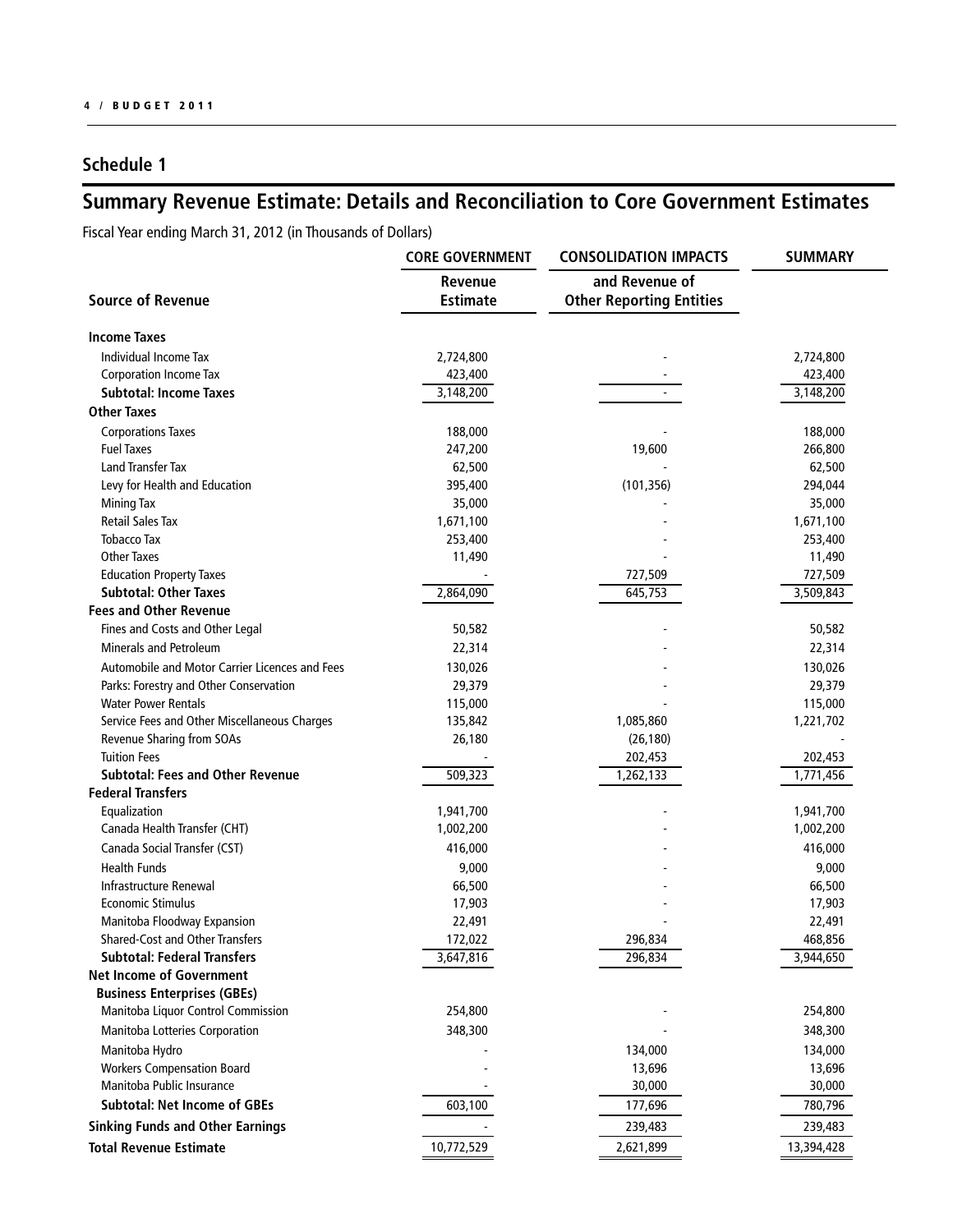## Schedule 1

# Summary Revenue Estimate: Details and Reconciliation to Core Government Estimates

Fiscal Year ending March 31, 2012 (in Thousands of Dollars)

| | CORE GOVERNMENT | CONSOLIDATION IMPACTS | SUMMARY |
|---|---|---|---|
| **Source of Revenue** | **Revenue Estimate** | **and Revenue of Other Reporting Entities** | |
| **Income Taxes** | | | |
| Individual Income Tax | 2,724,800 | - | 2,724,800 |
| Corporation Income Tax | 423,400 | - | 423,400 |
| **Subtotal: Income Taxes** | 3,148,200 | - | 3,148,200 |
| **Other Taxes** | | | |
| Corporations Taxes | 188,000 | - | 188,000 |
| Fuel Taxes | 247,200 | 19,600 | 266,800 |
| Land Transfer Tax | 62,500 | - | 62,500 |
| Levy for Health and Education | 395,400 | (101,356) | 294,044 |
| Mining Tax | 35,000 | - | 35,000 |
| Retail Sales Tax | 1,671,100 | - | 1,671,100 |
| Tobacco Tax | 253,400 | - | 253,400 |
| Other Taxes | 11,490 | - | 11,490 |
| Education Property Taxes | - | 727,509 | 727,509 |
| **Subtotal: Other Taxes** | 2,864,090 | 645,753 | 3,509,843 |
| **Fees and Other Revenue** | | | |
| Fines and Costs and Other Legal | 50,582 | - | 50,582 |
| Minerals and Petroleum | 22,314 | - | 22,314 |
| Automobile and Motor Carrier Licences and Fees | 130,026 | - | 130,026 |
| Parks: Forestry and Other Conservation | 29,379 | - | 29,379 |
| Water Power Rentals | 115,000 | - | 115,000 |
| Service Fees and Other Miscellaneous Charges | 135,842 | 1,085,860 | 1,221,702 |
| Revenue Sharing from SOAs | 26,180 | (26,180) | - |
| Tuition Fees | - | 202,453 | 202,453 |
| **Subtotal: Fees and Other Revenue** | 509,323 | 1,262,133 | 1,771,456 |
| **Federal Transfers** | | | |
| Equalization | 1,941,700 | - | 1,941,700 |
| Canada Health Transfer (CHT) | 1,002,200 | - | 1,002,200 |
| Canada Social Transfer (CST) | 416,000 | - | 416,000 |
| Health Funds | 9,000 | - | 9,000 |
| Infrastructure Renewal | 66,500 | - | 66,500 |
| Economic Stimulus | 17,903 | - | 17,903 |
| Manitoba Floodway Expansion | 22,491 | - | 22,491 |
| Shared-Cost and Other Transfers | 172,022 | 296,834 | 468,856 |
| **Subtotal: Federal Transfers** | 3,647,816 | 296,834 | 3,944,650 |
| **Net Income of Government Business Enterprises (GBEs)** | | | |
| Manitoba Liquor Control Commission | 254,800 | - | 254,800 |
| Manitoba Lotteries Corporation | 348,300 | - | 348,300 |
| Manitoba Hydro | - | 134,000 | 134,000 |
| Workers Compensation Board | - | 13,696 | 13,696 |
| Manitoba Public Insurance | - | 30,000 | 30,000 |
| **Subtotal: Net Income of GBEs** | 603,100 | 177,696 | 780,796 |
| **Sinking Funds and Other Earnings** | - | 239,483 | 239,483 |
| **Total Revenue Estimate** | 10,772,529 | 2,621,899 | 13,394,428 |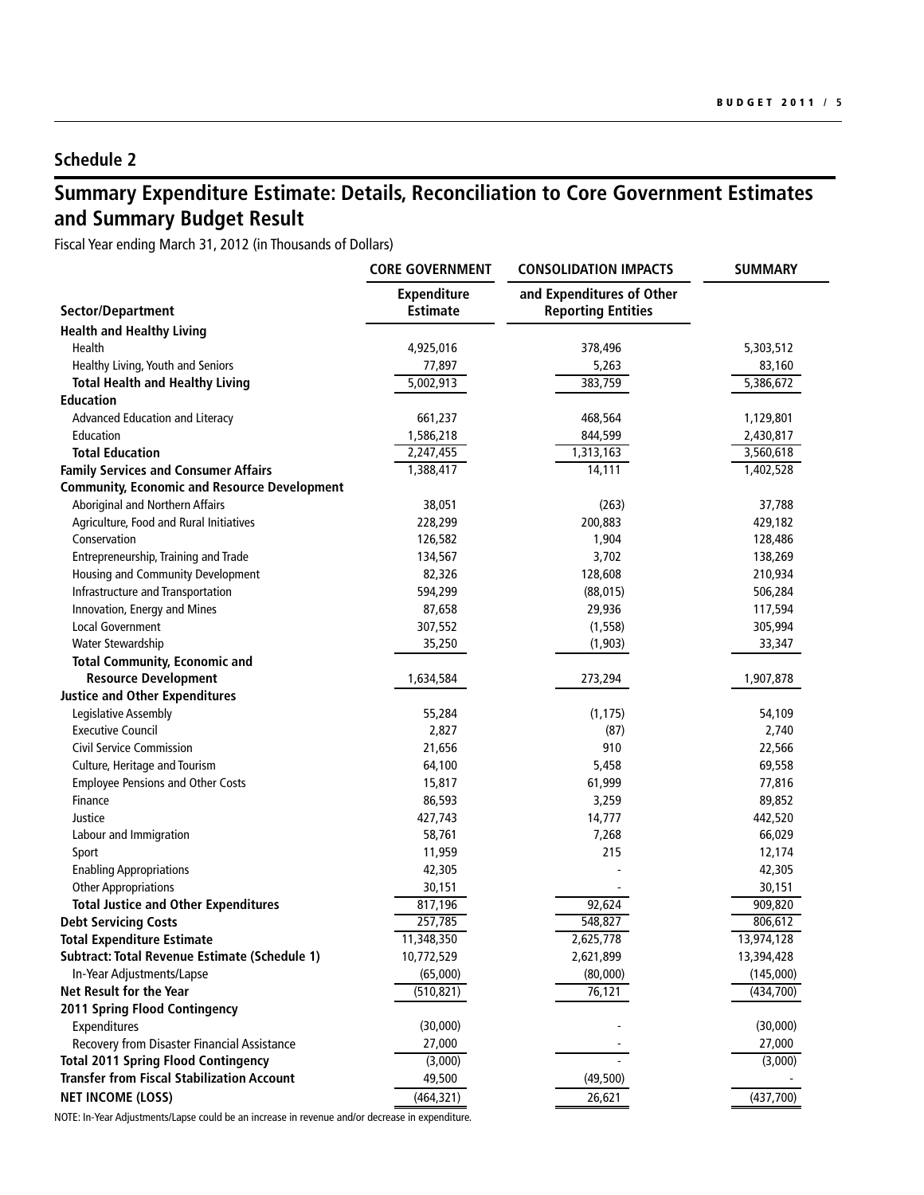## Schedule 2

# Summary Expenditure Estimate: Details, Reconciliation to Core Government Estimates and Summary Budget Result

Fiscal Year ending March 31, 2012 (in Thousands of Dollars)

| Sector/Department | CORE GOVERNMENT Expenditure Estimate | CONSOLIDATION IMPACTS and Expenditures of Other Reporting Entities | SUMMARY |
|---|---|---|---|
| **Health and Healthy Living** | | | |
| Health | 4,925,016 | 378,496 | 5,303,512 |
| Healthy Living, Youth and Seniors | 77,897 | 5,263 | 83,160 |
| **Total Health and Healthy Living** | 5,002,913 | 383,759 | 5,386,672 |
| **Education** | | | |
| Advanced Education and Literacy | 661,237 | 468,564 | 1,129,801 |
| Education | 1,586,218 | 844,599 | 2,430,817 |
| **Total Education** | 2,247,455 | 1,313,163 | 3,560,618 |
| **Family Services and Consumer Affairs** | 1,388,417 | 14,111 | 1,402,528 |
| **Community, Economic and Resource Development** | | | |
| Aboriginal and Northern Affairs | 38,051 | (263) | 37,788 |
| Agriculture, Food and Rural Initiatives | 228,299 | 200,883 | 429,182 |
| Conservation | 126,582 | 1,904 | 128,486 |
| Entrepreneurship, Training and Trade | 134,567 | 3,702 | 138,269 |
| Housing and Community Development | 82,326 | 128,608 | 210,934 |
| Infrastructure and Transportation | 594,299 | (88,015) | 506,284 |
| Innovation, Energy and Mines | 87,658 | 29,936 | 117,594 |
| Local Government | 307,552 | (1,558) | 305,994 |
| Water Stewardship | 35,250 | (1,903) | 33,347 |
| **Total Community, Economic and Resource Development** | 1,634,584 | 273,294 | 1,907,878 |
| **Justice and Other Expenditures** | | | |
| Legislative Assembly | 55,284 | (1,175) | 54,109 |
| Executive Council | 2,827 | (87) | 2,740 |
| Civil Service Commission | 21,656 | 910 | 22,566 |
| Culture, Heritage and Tourism | 64,100 | 5,458 | 69,558 |
| Employee Pensions and Other Costs | 15,817 | 61,999 | 77,816 |
| Finance | 86,593 | 3,259 | 89,852 |
| Justice | 427,743 | 14,777 | 442,520 |
| Labour and Immigration | 58,761 | 7,268 | 66,029 |
| Sport | 11,959 | 215 | 12,174 |
| Enabling Appropriations | 42,305 | - | 42,305 |
| Other Appropriations | 30,151 | - | 30,151 |
| **Total Justice and Other Expenditures** | 817,196 | 92,624 | 909,820 |
| **Debt Servicing Costs** | 257,785 | 548,827 | 806,612 |
| **Total Expenditure Estimate** | 11,348,350 | 2,625,778 | 13,974,128 |
| **Subtract: Total Revenue Estimate (Schedule 1)** | 10,772,529 | 2,621,899 | 13,394,428 |
| In-Year Adjustments/Lapse | (65,000) | (80,000) | (145,000) |
| **Net Result for the Year** | (510,821) | 76,121 | (434,700) |
| **2011 Spring Flood Contingency** | | | |
| Expenditures | (30,000) | - | (30,000) |
| Recovery from Disaster Financial Assistance | 27,000 | - | 27,000 |
| **Total 2011 Spring Flood Contingency** | (3,000) | - | (3,000) |
| **Transfer from Fiscal Stabilization Account** | 49,500 | (49,500) | - |
| **NET INCOME (LOSS)** | (464,321) | 26,621 | (437,700) |

NOTE: In-Year Adjustments/Lapse could be an increase in revenue and/or decrease in expenditure.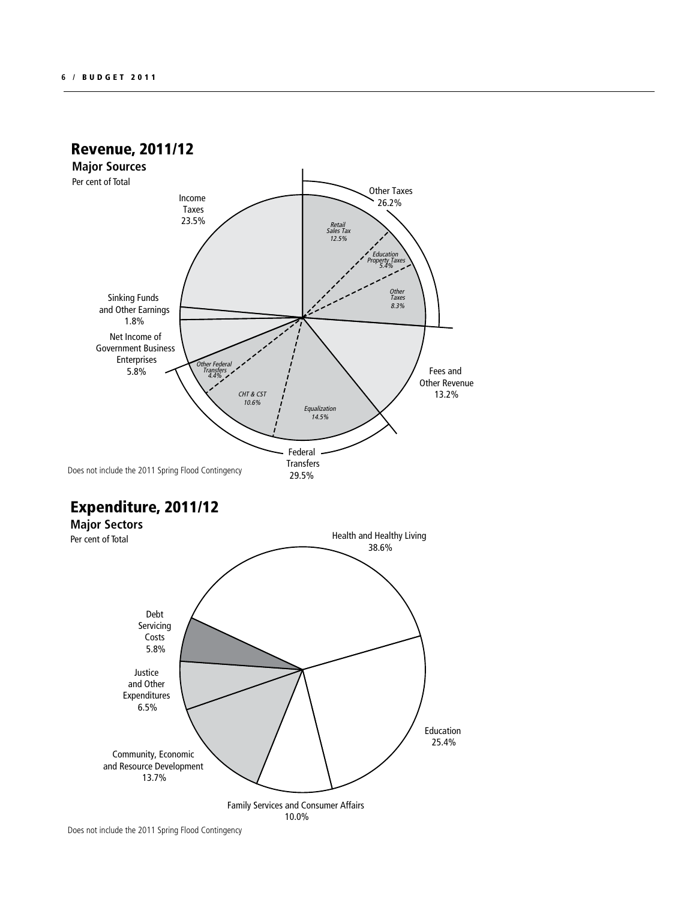## Revenue, 2011/12

### Major Sources

Per cent of Total

- Income Taxes 23.5%
- Other Taxes 26.2%
  - *Retail Sales Tax 12.5%*
  - *Education Property Taxes 5.4%*
  - *Other Taxes 8.3%*
- Fees and Other Revenue 13.2%
- Federal Transfers 29.5%
  - *Equalization 14.5%*
  - *CHT & CST 10.6%*
  - *Other Federal Transfers 4.4%*
- Net Income of Government Business Enterprises 5.8%
- Sinking Funds and Other Earnings 1.8%

Does not include the 2011 Spring Flood Contingency

## Expenditure, 2011/12

### Major Sectors

Per cent of Total

- Health and Healthy Living 38.6%
- Education 25.4%
- Family Services and Consumer Affairs 10.0%
- Community, Economic and Resource Development 13.7%
- Justice and Other Expenditures 6.5%
- Debt Servicing Costs 5.8%

Does not include the 2011 Spring Flood Contingency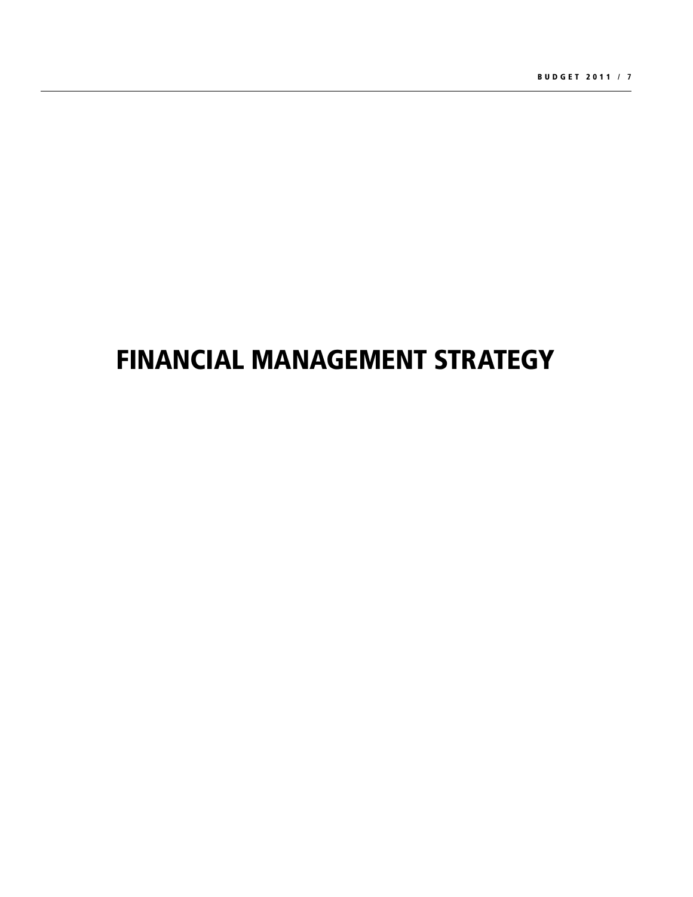# FINANCIAL MANAGEMENT STRATEGY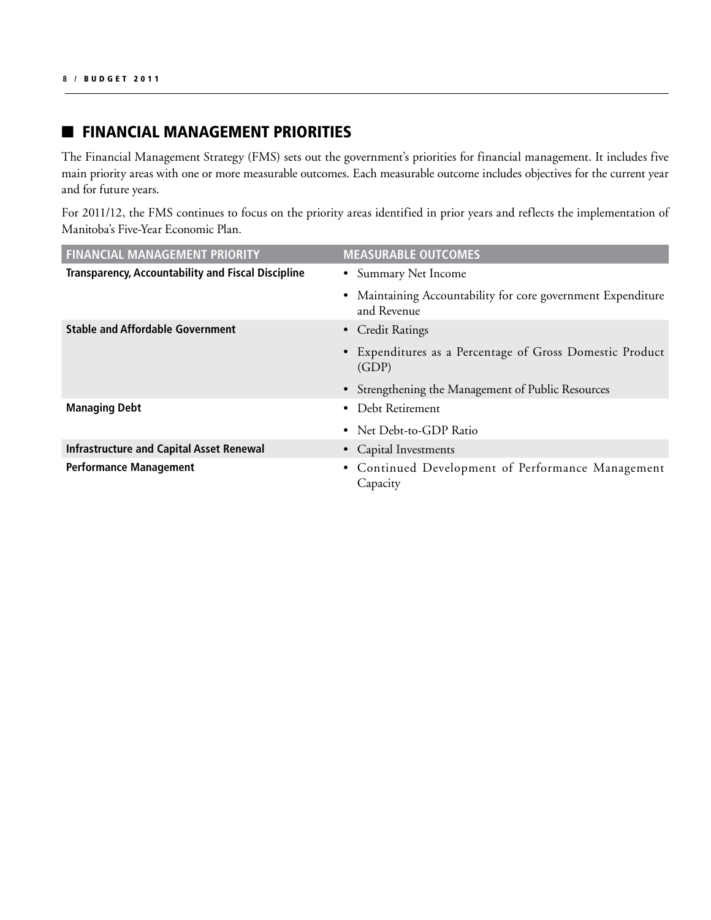## FINANCIAL MANAGEMENT PRIORITIES

The Financial Management Strategy (FMS) sets out the government's priorities for financial management. It includes five main priority areas with one or more measurable outcomes. Each measurable outcome includes objectives for the current year and for future years.

For 2011/12, the FMS continues to focus on the priority areas identified in prior years and reflects the implementation of Manitoba's Five-Year Economic Plan.

| FINANCIAL MANAGEMENT PRIORITY | MEASURABLE OUTCOMES |
|---|---|
| **Transparency, Accountability and Fiscal Discipline** | • Summary Net Income<br>• Maintaining Accountability for core government Expenditure and Revenue |
| **Stable and Affordable Government** | • Credit Ratings<br>• Expenditures as a Percentage of Gross Domestic Product (GDP)<br>• Strengthening the Management of Public Resources |
| **Managing Debt** | • Debt Retirement<br>• Net Debt-to-GDP Ratio |
| **Infrastructure and Capital Asset Renewal** | • Capital Investments |
| **Performance Management** | • Continued Development of Performance Management Capacity |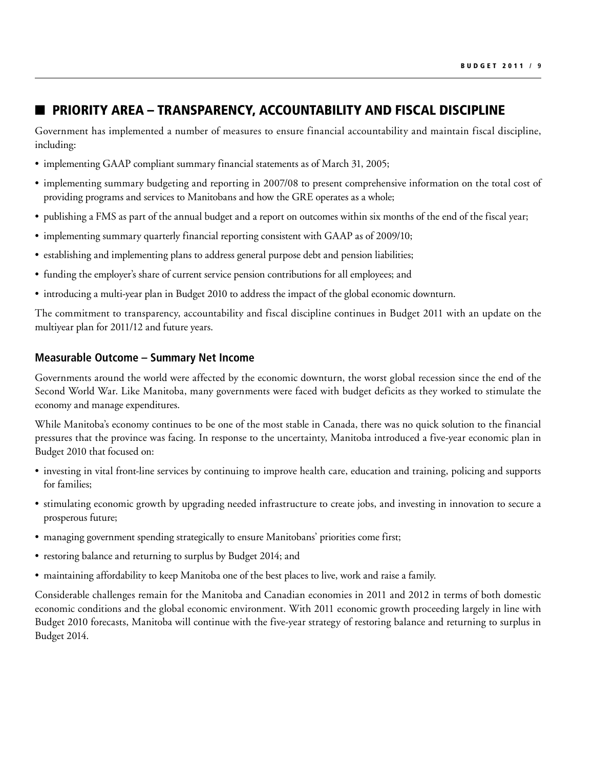## PRIORITY AREA – TRANSPARENCY, ACCOUNTABILITY AND FISCAL DISCIPLINE

Government has implemented a number of measures to ensure financial accountability and maintain fiscal discipline, including:

- implementing GAAP compliant summary financial statements as of March 31, 2005;
- implementing summary budgeting and reporting in 2007/08 to present comprehensive information on the total cost of providing programs and services to Manitobans and how the GRE operates as a whole;
- publishing a FMS as part of the annual budget and a report on outcomes within six months of the end of the fiscal year;
- implementing summary quarterly financial reporting consistent with GAAP as of 2009/10;
- establishing and implementing plans to address general purpose debt and pension liabilities;
- funding the employer's share of current service pension contributions for all employees; and
- introducing a multi-year plan in Budget 2010 to address the impact of the global economic downturn.

The commitment to transparency, accountability and fiscal discipline continues in Budget 2011 with an update on the multiyear plan for 2011/12 and future years.

### Measurable Outcome – Summary Net Income

Governments around the world were affected by the economic downturn, the worst global recession since the end of the Second World War. Like Manitoba, many governments were faced with budget deficits as they worked to stimulate the economy and manage expenditures.

While Manitoba's economy continues to be one of the most stable in Canada, there was no quick solution to the financial pressures that the province was facing. In response to the uncertainty, Manitoba introduced a five-year economic plan in Budget 2010 that focused on:

- investing in vital front-line services by continuing to improve health care, education and training, policing and supports for families;
- stimulating economic growth by upgrading needed infrastructure to create jobs, and investing in innovation to secure a prosperous future;
- managing government spending strategically to ensure Manitobans' priorities come first;
- restoring balance and returning to surplus by Budget 2014; and
- maintaining affordability to keep Manitoba one of the best places to live, work and raise a family.

Considerable challenges remain for the Manitoba and Canadian economies in 2011 and 2012 in terms of both domestic economic conditions and the global economic environment. With 2011 economic growth proceeding largely in line with Budget 2010 forecasts, Manitoba will continue with the five-year strategy of restoring balance and returning to surplus in Budget 2014.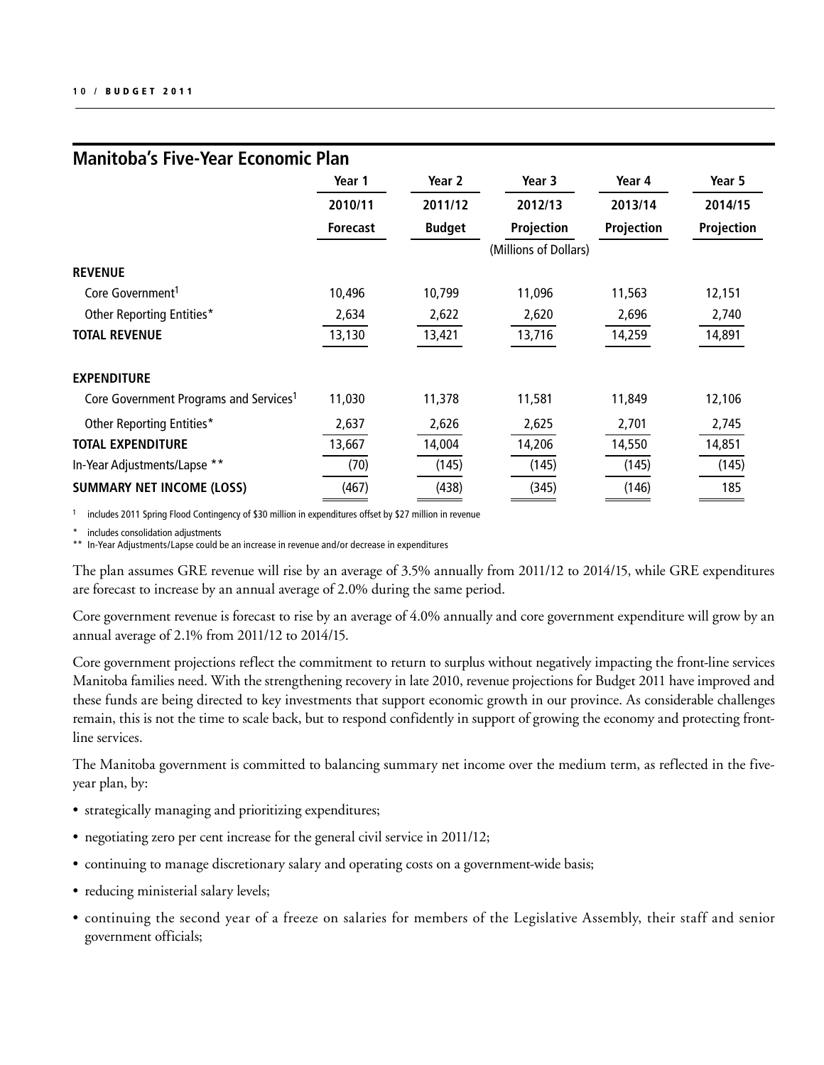## Manitoba's Five-Year Economic Plan

| | Year 1 | Year 2 | Year 3 | Year 4 | Year 5 |
|---|---|---|---|---|---|
| | 2010/11 | 2011/12 | 2012/13 | 2013/14 | 2014/15 |
| | Forecast | Budget | Projection | Projection | Projection |
| | | | (Millions of Dollars) | | |
| **REVENUE** | | | | | |
| Core Government[1] | 10,496 | 10,799 | 11,096 | 11,563 | 12,151 |
| Other Reporting Entities* | 2,634 | 2,622 | 2,620 | 2,696 | 2,740 |
| **TOTAL REVENUE** | 13,130 | 13,421 | 13,716 | 14,259 | 14,891 |
| **EXPENDITURE** | | | | | |
| Core Government Programs and Services[1] | 11,030 | 11,378 | 11,581 | 11,849 | 12,106 |
| Other Reporting Entities* | 2,637 | 2,626 | 2,625 | 2,701 | 2,745 |
| **TOTAL EXPENDITURE** | 13,667 | 14,004 | 14,206 | 14,550 | 14,851 |
| In-Year Adjustments/Lapse ** | (70) | (145) | (145) | (145) | (145) |
| **SUMMARY NET INCOME (LOSS)** | (467) | (438) | (345) | (146) | 185 |

[1] includes 2011 Spring Flood Contingency of $30 million in expenditures offset by $27 million in revenue

\* includes consolidation adjustments

** In-Year Adjustments/Lapse could be an increase in revenue and/or decrease in expenditures

The plan assumes GRE revenue will rise by an average of 3.5% annually from 2011/12 to 2014/15, while GRE expenditures are forecast to increase by an annual average of 2.0% during the same period.

Core government revenue is forecast to rise by an average of 4.0% annually and core government expenditure will grow by an annual average of 2.1% from 2011/12 to 2014/15.

Core government projections reflect the commitment to return to surplus without negatively impacting the front-line services Manitoba families need. With the strengthening recovery in late 2010, revenue projections for Budget 2011 have improved and these funds are being directed to key investments that support economic growth in our province. As considerable challenges remain, this is not the time to scale back, but to respond confidently in support of growing the economy and protecting front-line services.

The Manitoba government is committed to balancing summary net income over the medium term, as reflected in the five-year plan, by:

- strategically managing and prioritizing expenditures;
- negotiating zero per cent increase for the general civil service in 2011/12;
- continuing to manage discretionary salary and operating costs on a government-wide basis;
- reducing ministerial salary levels;
- continuing the second year of a freeze on salaries for members of the Legislative Assembly, their staff and senior government officials;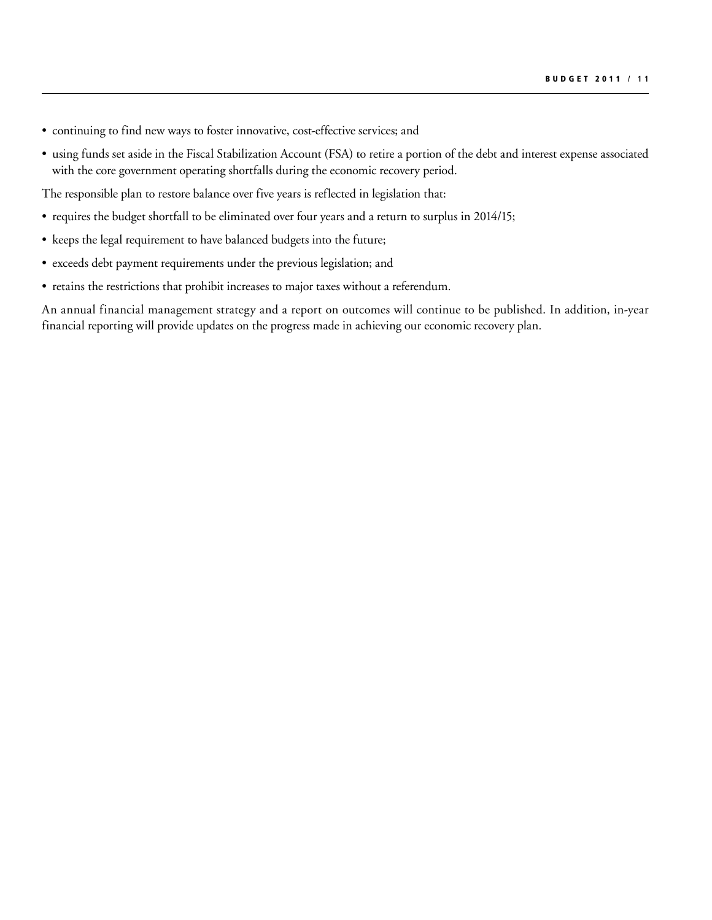- continuing to find new ways to foster innovative, cost-effective services; and
- using funds set aside in the Fiscal Stabilization Account (FSA) to retire a portion of the debt and interest expense associated with the core government operating shortfalls during the economic recovery period.

The responsible plan to restore balance over five years is reflected in legislation that:

- requires the budget shortfall to be eliminated over four years and a return to surplus in 2014/15;
- keeps the legal requirement to have balanced budgets into the future;
- exceeds debt payment requirements under the previous legislation; and
- retains the restrictions that prohibit increases to major taxes without a referendum.

An annual financial management strategy and a report on outcomes will continue to be published. In addition, in-year financial reporting will provide updates on the progress made in achieving our economic recovery plan.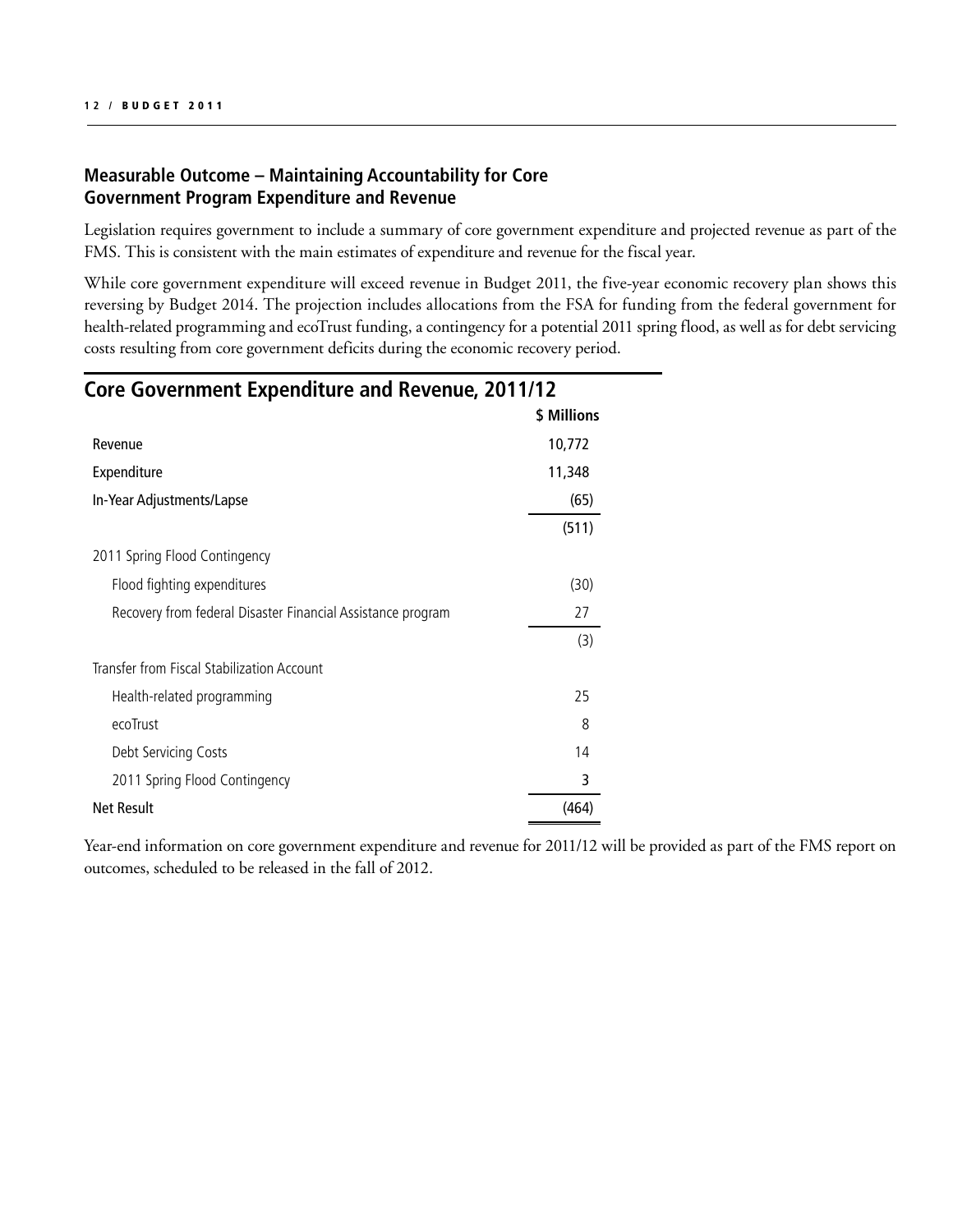## Measurable Outcome – Maintaining Accountability for Core Government Program Expenditure and Revenue

Legislation requires government to include a summary of core government expenditure and projected revenue as part of the FMS. This is consistent with the main estimates of expenditure and revenue for the fiscal year.

While core government expenditure will exceed revenue in Budget 2011, the five-year economic recovery plan shows this reversing by Budget 2014. The projection includes allocations from the FSA for funding from the federal government for health-related programming and ecoTrust funding, a contingency for a potential 2011 spring flood, as well as for debt servicing costs resulting from core government deficits during the economic recovery period.

### Core Government Expenditure and Revenue, 2011/12

| | $ Millions |
|---|---|
| Revenue | 10,772 |
| Expenditure | 11,348 |
| In-Year Adjustments/Lapse | (65) |
| | (511) |
| 2011 Spring Flood Contingency | |
| Flood fighting expenditures | (30) |
| Recovery from federal Disaster Financial Assistance program | 27 |
| | (3) |
| Transfer from Fiscal Stabilization Account | |
| Health-related programming | 25 |
| ecoTrust | 8 |
| Debt Servicing Costs | 14 |
| 2011 Spring Flood Contingency | 3 |
| Net Result | (464) |

Year-end information on core government expenditure and revenue for 2011/12 will be provided as part of the FMS report on outcomes, scheduled to be released in the fall of 2012.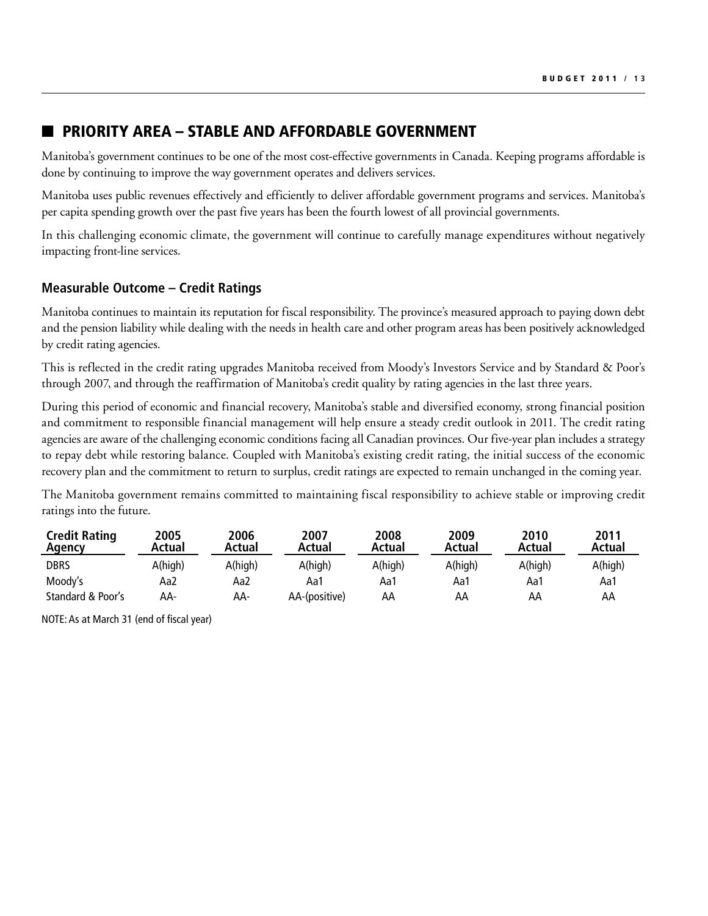## PRIORITY AREA – STABLE AND AFFORDABLE GOVERNMENT

Manitoba's government continues to be one of the most cost-effective governments in Canada. Keeping programs affordable is done by continuing to improve the way government operates and delivers services.

Manitoba uses public revenues effectively and efficiently to deliver affordable government programs and services. Manitoba's per capita spending growth over the past five years has been the fourth lowest of all provincial governments.

In this challenging economic climate, the government will continue to carefully manage expenditures without negatively impacting front-line services.

### Measurable Outcome – Credit Ratings

Manitoba continues to maintain its reputation for fiscal responsibility. The province's measured approach to paying down debt and the pension liability while dealing with the needs in health care and other program areas has been positively acknowledged by credit rating agencies.

This is reflected in the credit rating upgrades Manitoba received from Moody's Investors Service and by Standard & Poor's through 2007, and through the reaffirmation of Manitoba's credit quality by rating agencies in the last three years.

During this period of economic and financial recovery, Manitoba's stable and diversified economy, strong financial position and commitment to responsible financial management will help ensure a steady credit outlook in 2011. The credit rating agencies are aware of the challenging economic conditions facing all Canadian provinces. Our five-year plan includes a strategy to repay debt while restoring balance. Coupled with Manitoba's existing credit rating, the initial success of the economic recovery plan and the commitment to return to surplus, credit ratings are expected to remain unchanged in the coming year.

The Manitoba government remains committed to maintaining fiscal responsibility to achieve stable or improving credit ratings into the future.

| Credit Rating Agency | 2005 Actual | 2006 Actual | 2007 Actual | 2008 Actual | 2009 Actual | 2010 Actual | 2011 Actual |
|---|---|---|---|---|---|---|---|
| DBRS | A(high) | A(high) | A(high) | A(high) | A(high) | A(high) | A(high) |
| Moody's | Aa2 | Aa2 | Aa1 | Aa1 | Aa1 | Aa1 | Aa1 |
| Standard & Poor's | AA- | AA- | AA-(positive) | AA | AA | AA | AA |

NOTE: As at March 31 (end of fiscal year)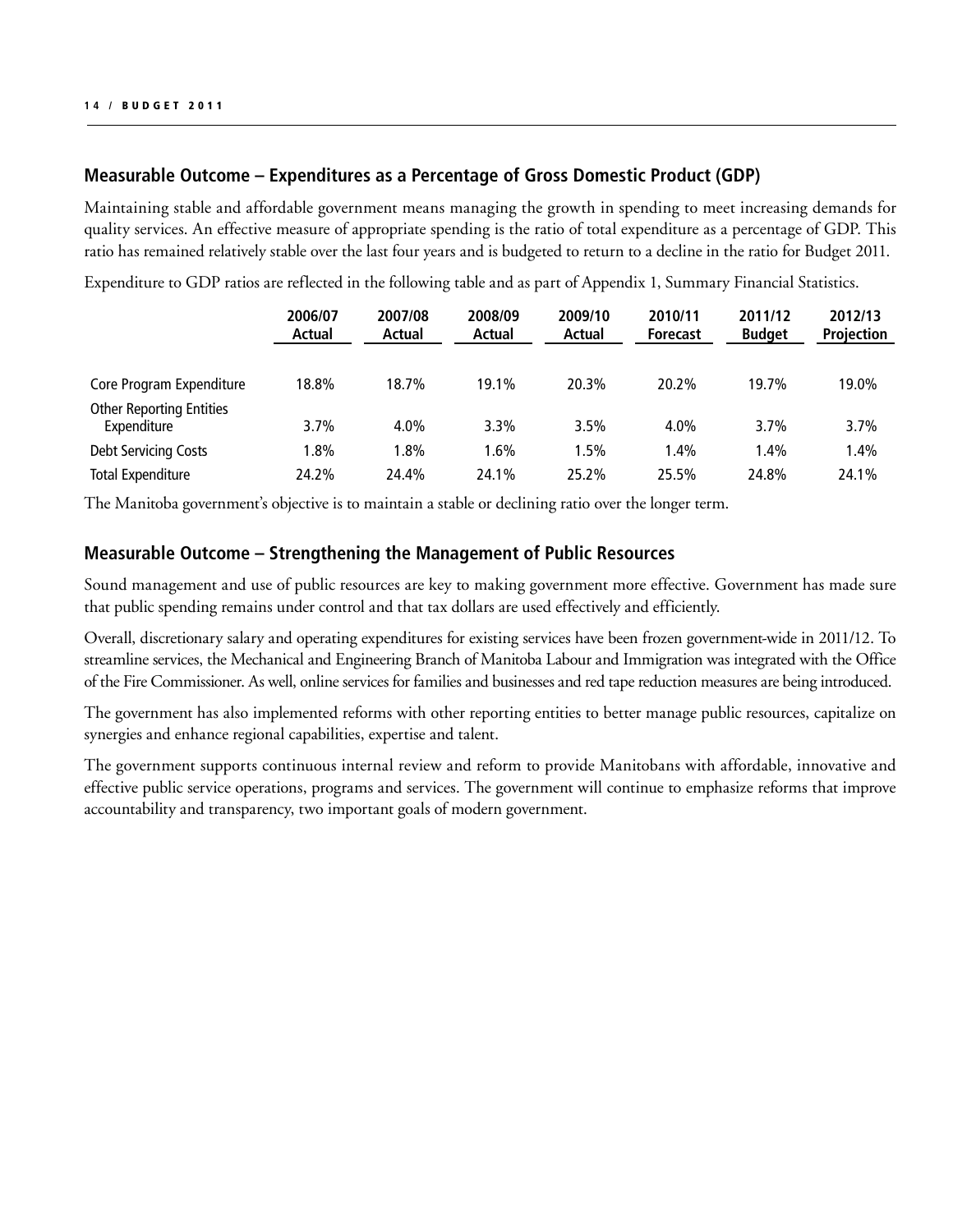## Measurable Outcome – Expenditures as a Percentage of Gross Domestic Product (GDP)

Maintaining stable and affordable government means managing the growth in spending to meet increasing demands for quality services. An effective measure of appropriate spending is the ratio of total expenditure as a percentage of GDP. This ratio has remained relatively stable over the last four years and is budgeted to return to a decline in the ratio for Budget 2011.

Expenditure to GDP ratios are reflected in the following table and as part of Appendix 1, Summary Financial Statistics.

| | 2006/07 Actual | 2007/08 Actual | 2008/09 Actual | 2009/10 Actual | 2010/11 Forecast | 2011/12 Budget | 2012/13 Projection |
|---|---|---|---|---|---|---|---|
| Core Program Expenditure | 18.8% | 18.7% | 19.1% | 20.3% | 20.2% | 19.7% | 19.0% |
| Other Reporting Entities Expenditure | 3.7% | 4.0% | 3.3% | 3.5% | 4.0% | 3.7% | 3.7% |
| Debt Servicing Costs | 1.8% | 1.8% | 1.6% | 1.5% | 1.4% | 1.4% | 1.4% |
| Total Expenditure | 24.2% | 24.4% | 24.1% | 25.2% | 25.5% | 24.8% | 24.1% |

The Manitoba government's objective is to maintain a stable or declining ratio over the longer term.

## Measurable Outcome – Strengthening the Management of Public Resources

Sound management and use of public resources are key to making government more effective. Government has made sure that public spending remains under control and that tax dollars are used effectively and efficiently.

Overall, discretionary salary and operating expenditures for existing services have been frozen government-wide in 2011/12. To streamline services, the Mechanical and Engineering Branch of Manitoba Labour and Immigration was integrated with the Office of the Fire Commissioner. As well, online services for families and businesses and red tape reduction measures are being introduced.

The government has also implemented reforms with other reporting entities to better manage public resources, capitalize on synergies and enhance regional capabilities, expertise and talent.

The government supports continuous internal review and reform to provide Manitobans with affordable, innovative and effective public service operations, programs and services. The government will continue to emphasize reforms that improve accountability and transparency, two important goals of modern government.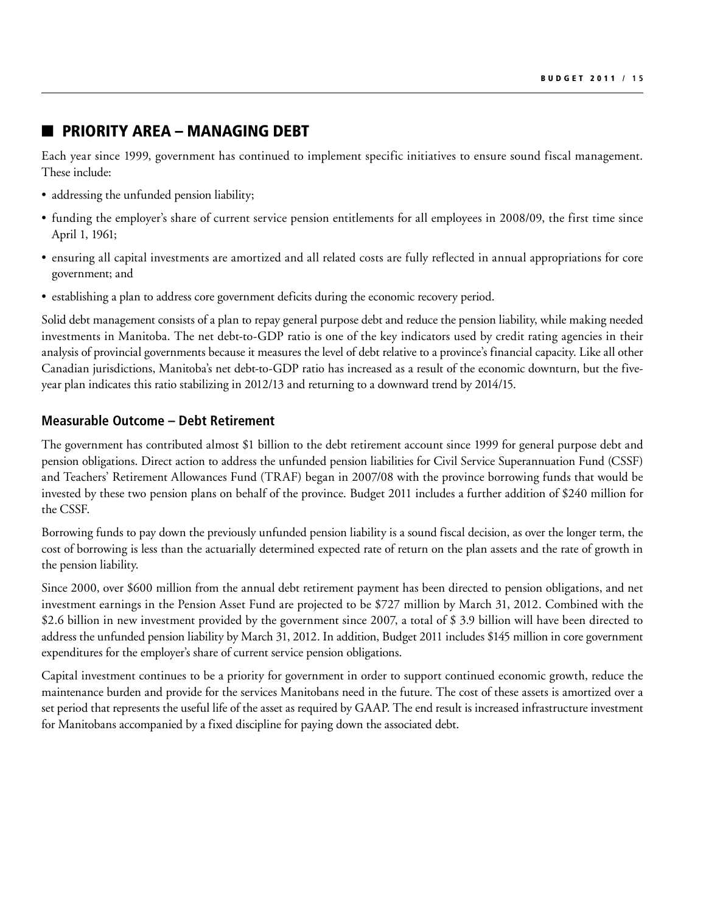## PRIORITY AREA – MANAGING DEBT

Each year since 1999, government has continued to implement specific initiatives to ensure sound fiscal management. These include:

- addressing the unfunded pension liability;
- funding the employer's share of current service pension entitlements for all employees in 2008/09, the first time since April 1, 1961;
- ensuring all capital investments are amortized and all related costs are fully reflected in annual appropriations for core government; and
- establishing a plan to address core government deficits during the economic recovery period.

Solid debt management consists of a plan to repay general purpose debt and reduce the pension liability, while making needed investments in Manitoba. The net debt-to-GDP ratio is one of the key indicators used by credit rating agencies in their analysis of provincial governments because it measures the level of debt relative to a province's financial capacity. Like all other Canadian jurisdictions, Manitoba's net debt-to-GDP ratio has increased as a result of the economic downturn, but the five-year plan indicates this ratio stabilizing in 2012/13 and returning to a downward trend by 2014/15.

### Measurable Outcome – Debt Retirement

The government has contributed almost $1 billion to the debt retirement account since 1999 for general purpose debt and pension obligations. Direct action to address the unfunded pension liabilities for Civil Service Superannuation Fund (CSSF) and Teachers' Retirement Allowances Fund (TRAF) began in 2007/08 with the province borrowing funds that would be invested by these two pension plans on behalf of the province. Budget 2011 includes a further addition of $240 million for the CSSF.

Borrowing funds to pay down the previously unfunded pension liability is a sound fiscal decision, as over the longer term, the cost of borrowing is less than the actuarially determined expected rate of return on the plan assets and the rate of growth in the pension liability.

Since 2000, over $600 million from the annual debt retirement payment has been directed to pension obligations, and net investment earnings in the Pension Asset Fund are projected to be $727 million by March 31, 2012. Combined with the $2.6 billion in new investment provided by the government since 2007, a total of $ 3.9 billion will have been directed to address the unfunded pension liability by March 31, 2012. In addition, Budget 2011 includes $145 million in core government expenditures for the employer's share of current service pension obligations.

Capital investment continues to be a priority for government in order to support continued economic growth, reduce the maintenance burden and provide for the services Manitobans need in the future. The cost of these assets is amortized over a set period that represents the useful life of the asset as required by GAAP. The end result is increased infrastructure investment for Manitobans accompanied by a fixed discipline for paying down the associated debt.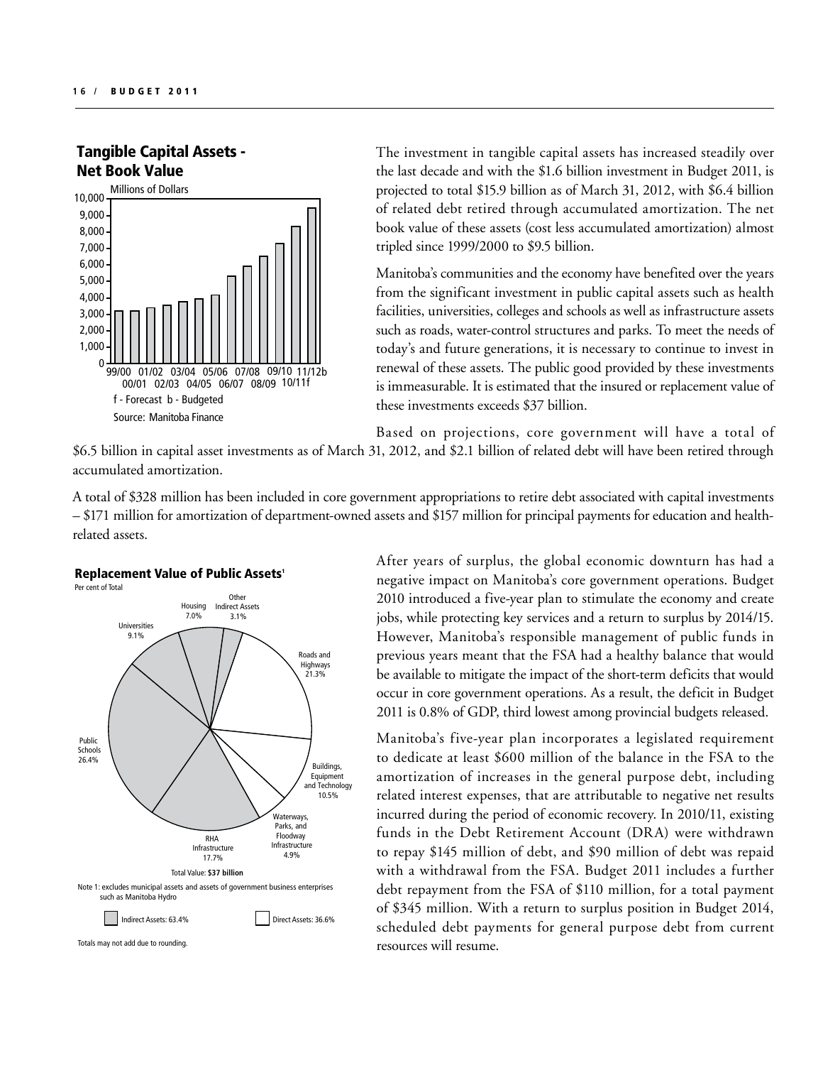## Tangible Capital Assets - Net Book Value

Millions of Dollars

f - Forecast b - Budgeted

Source: Manitoba Finance

The investment in tangible capital assets has increased steadily over the last decade and with the $1.6 billion investment in Budget 2011, is projected to total $15.9 billion as of March 31, 2012, with $6.4 billion of related debt retired through accumulated amortization. The net book value of these assets (cost less accumulated amortization) almost tripled since 1999/2000 to $9.5 billion.

Manitoba's communities and the economy have benefited over the years from the significant investment in public capital assets such as health facilities, universities, colleges and schools as well as infrastructure assets such as roads, water-control structures and parks. To meet the needs of today's and future generations, it is necessary to continue to invest in renewal of these assets. The public good provided by these investments is immeasurable. It is estimated that the insured or replacement value of these investments exceeds $37 billion.

Based on projections, core government will have a total of $6.5 billion in capital asset investments as of March 31, 2012, and $2.1 billion of related debt will have been retired through accumulated amortization.

A total of $328 million has been included in core government appropriations to retire debt associated with capital investments – $171 million for amortization of department-owned assets and $157 million for principal payments for education and health-related assets.

## Replacement Value of Public Assets[1]

Per cent of Total

| Category | Per cent |
|---|---|
| Roads and Highways | 21.3% |
| Buildings, Equipment and Technology | 10.5% |
| Waterways, Parks, and Floodway Infrastructure | 4.9% |
| RHA Infrastructure | 17.7% |
| Public Schools | 26.4% |
| Universities | 9.1% |
| Housing | 7.0% |
| Other Indirect Assets | 3.1% |

Total Value: **$37 billion**

Note 1: excludes municipal assets and assets of government business enterprises such as Manitoba Hydro

Indirect Assets: 63.4% Direct Assets: 36.6%

Totals may not add due to rounding.

After years of surplus, the global economic downturn has had a negative impact on Manitoba's core government operations. Budget 2010 introduced a five-year plan to stimulate the economy and create jobs, while protecting key services and a return to surplus by 2014/15. However, Manitoba's responsible management of public funds in previous years meant that the FSA had a healthy balance that would be available to mitigate the impact of the short-term deficits that would occur in core government operations. As a result, the deficit in Budget 2011 is 0.8% of GDP, third lowest among provincial budgets released.

Manitoba's five-year plan incorporates a legislated requirement to dedicate at least $600 million of the balance in the FSA to the amortization of increases in the general purpose debt, including related interest expenses, that are attributable to negative net results incurred during the period of economic recovery. In 2010/11, existing funds in the Debt Retirement Account (DRA) were withdrawn to repay $145 million of debt, and $90 million of debt was repaid with a withdrawal from the FSA. Budget 2011 includes a further debt repayment from the FSA of $110 million, for a total payment of $345 million. With a return to surplus position in Budget 2014, scheduled debt payments for general purpose debt from current resources will resume.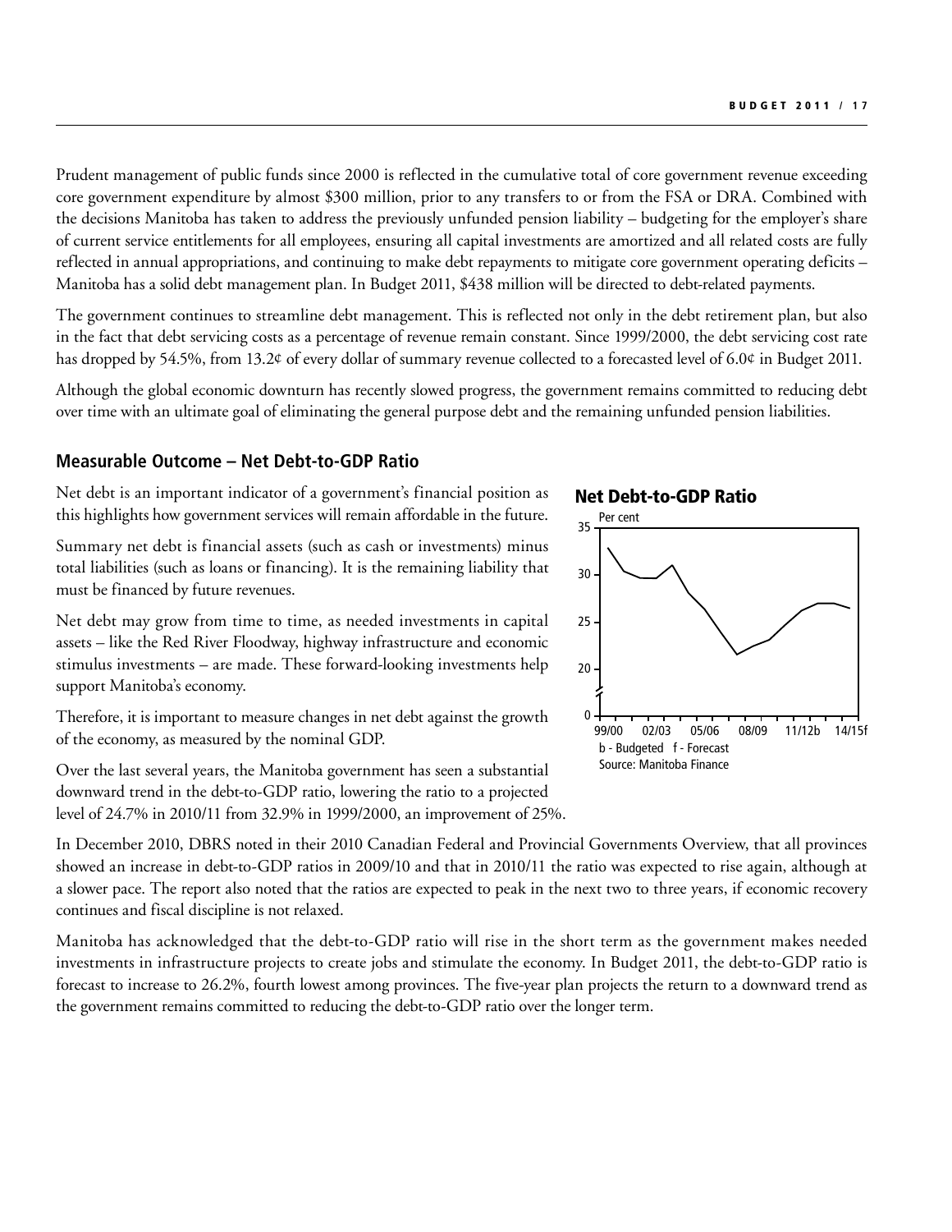Prudent management of public funds since 2000 is reflected in the cumulative total of core government revenue exceeding core government expenditure by almost $300 million, prior to any transfers to or from the FSA or DRA. Combined with the decisions Manitoba has taken to address the previously unfunded pension liability – budgeting for the employer's share of current service entitlements for all employees, ensuring all capital investments are amortized and all related costs are fully reflected in annual appropriations, and continuing to make debt repayments to mitigate core government operating deficits – Manitoba has a solid debt management plan. In Budget 2011, $438 million will be directed to debt-related payments.

The government continues to streamline debt management. This is reflected not only in the debt retirement plan, but also in the fact that debt servicing costs as a percentage of revenue remain constant. Since 1999/2000, the debt servicing cost rate has dropped by 54.5%, from 13.2¢ of every dollar of summary revenue collected to a forecasted level of 6.0¢ in Budget 2011.

Although the global economic downturn has recently slowed progress, the government remains committed to reducing debt over time with an ultimate goal of eliminating the general purpose debt and the remaining unfunded pension liabilities.

## Measurable Outcome – Net Debt-to-GDP Ratio

Net debt is an important indicator of a government's financial position as this highlights how government services will remain affordable in the future.

Summary net debt is financial assets (such as cash or investments) minus total liabilities (such as loans or financing). It is the remaining liability that must be financed by future revenues.

Net debt may grow from time to time, as needed investments in capital assets – like the Red River Floodway, highway infrastructure and economic stimulus investments – are made. These forward-looking investments help support Manitoba's economy.

Therefore, it is important to measure changes in net debt against the growth of the economy, as measured by the nominal GDP.

Over the last several years, the Manitoba government has seen a substantial downward trend in the debt-to-GDP ratio, lowering the ratio to a projected level of 24.7% in 2010/11 from 32.9% in 1999/2000, an improvement of 25%.

**Net Debt-to-GDP Ratio**

Per cent

b - Budgeted f - Forecast

Source: Manitoba Finance

In December 2010, DBRS noted in their 2010 Canadian Federal and Provincial Governments Overview, that all provinces showed an increase in debt-to-GDP ratios in 2009/10 and that in 2010/11 the ratio was expected to rise again, although at a slower pace. The report also noted that the ratios are expected to peak in the next two to three years, if economic recovery continues and fiscal discipline is not relaxed.

Manitoba has acknowledged that the debt-to-GDP ratio will rise in the short term as the government makes needed investments in infrastructure projects to create jobs and stimulate the economy. In Budget 2011, the debt-to-GDP ratio is forecast to increase to 26.2%, fourth lowest among provinces. The five-year plan projects the return to a downward trend as the government remains committed to reducing the debt-to-GDP ratio over the longer term.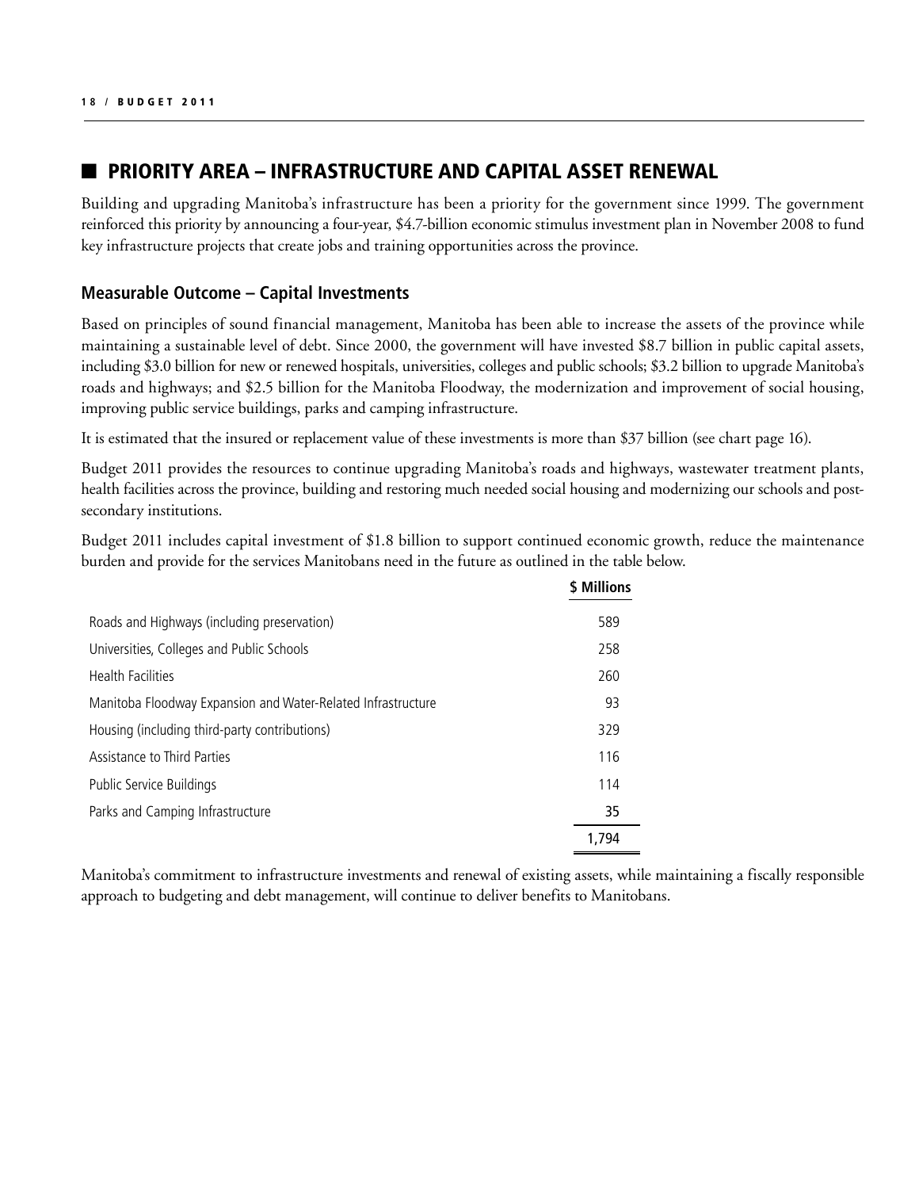## PRIORITY AREA – INFRASTRUCTURE AND CAPITAL ASSET RENEWAL

Building and upgrading Manitoba's infrastructure has been a priority for the government since 1999. The government reinforced this priority by announcing a four-year, $4.7-billion economic stimulus investment plan in November 2008 to fund key infrastructure projects that create jobs and training opportunities across the province.

### Measurable Outcome – Capital Investments

Based on principles of sound financial management, Manitoba has been able to increase the assets of the province while maintaining a sustainable level of debt. Since 2000, the government will have invested $8.7 billion in public capital assets, including $3.0 billion for new or renewed hospitals, universities, colleges and public schools; $3.2 billion to upgrade Manitoba's roads and highways; and $2.5 billion for the Manitoba Floodway, the modernization and improvement of social housing, improving public service buildings, parks and camping infrastructure.

It is estimated that the insured or replacement value of these investments is more than $37 billion (see chart page 16).

Budget 2011 provides the resources to continue upgrading Manitoba's roads and highways, wastewater treatment plants, health facilities across the province, building and restoring much needed social housing and modernizing our schools and post-secondary institutions.

Budget 2011 includes capital investment of $1.8 billion to support continued economic growth, reduce the maintenance burden and provide for the services Manitobans need in the future as outlined in the table below.

| | $ Millions |
|---|---|
| Roads and Highways (including preservation) | 589 |
| Universities, Colleges and Public Schools | 258 |
| Health Facilities | 260 |
| Manitoba Floodway Expansion and Water-Related Infrastructure | 93 |
| Housing (including third-party contributions) | 329 |
| Assistance to Third Parties | 116 |
| Public Service Buildings | 114 |
| Parks and Camping Infrastructure | 35 |
| | 1,794 |

Manitoba's commitment to infrastructure investments and renewal of existing assets, while maintaining a fiscally responsible approach to budgeting and debt management, will continue to deliver benefits to Manitobans.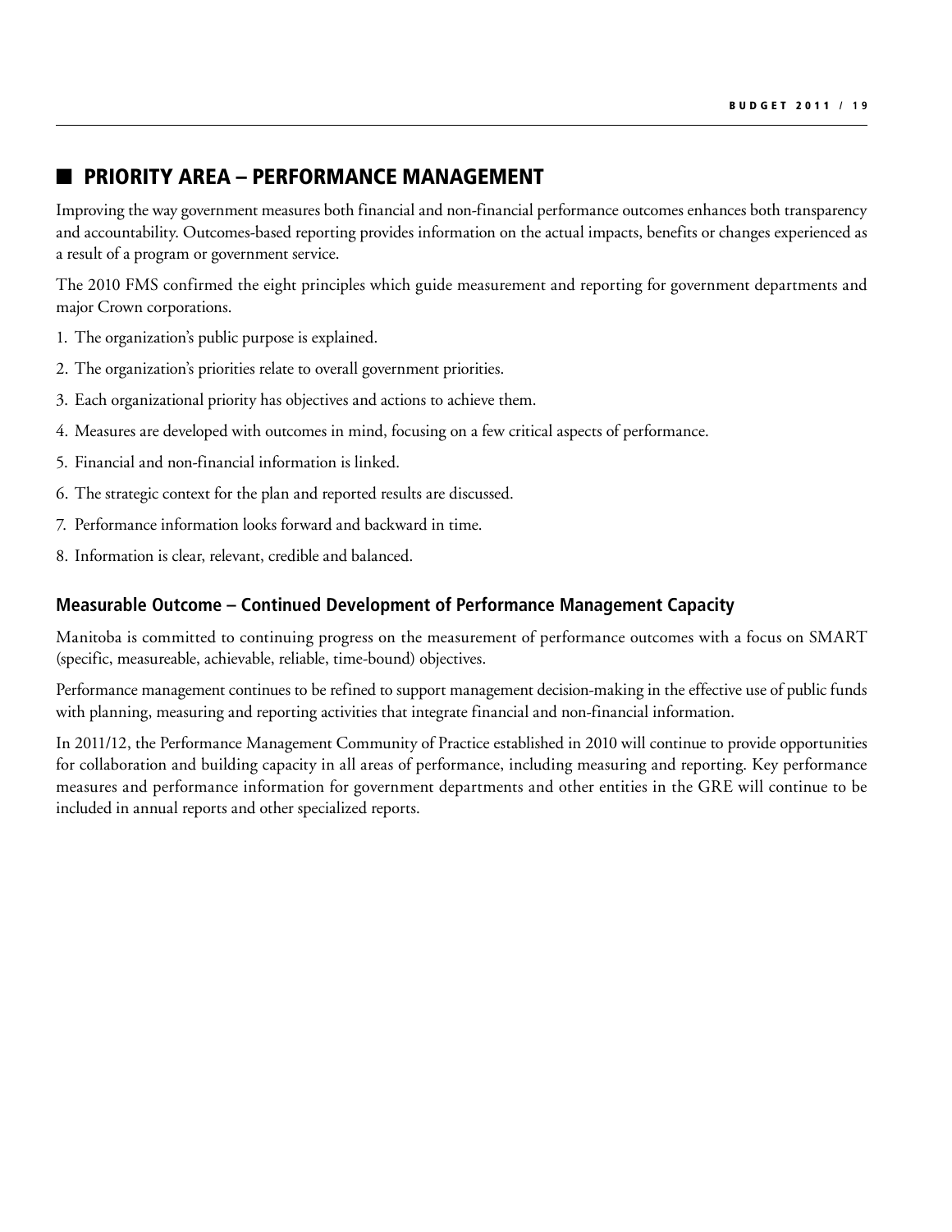## PRIORITY AREA – PERFORMANCE MANAGEMENT

Improving the way government measures both financial and non-financial performance outcomes enhances both transparency and accountability. Outcomes-based reporting provides information on the actual impacts, benefits or changes experienced as a result of a program or government service.

The 2010 FMS confirmed the eight principles which guide measurement and reporting for government departments and major Crown corporations.

1. The organization's public purpose is explained.
2. The organization's priorities relate to overall government priorities.
3. Each organizational priority has objectives and actions to achieve them.
4. Measures are developed with outcomes in mind, focusing on a few critical aspects of performance.
5. Financial and non-financial information is linked.
6. The strategic context for the plan and reported results are discussed.
7. Performance information looks forward and backward in time.
8. Information is clear, relevant, credible and balanced.

### Measurable Outcome – Continued Development of Performance Management Capacity

Manitoba is committed to continuing progress on the measurement of performance outcomes with a focus on SMART (specific, measureable, achievable, reliable, time-bound) objectives.

Performance management continues to be refined to support management decision-making in the effective use of public funds with planning, measuring and reporting activities that integrate financial and non-financial information.

In 2011/12, the Performance Management Community of Practice established in 2010 will continue to provide opportunities for collaboration and building capacity in all areas of performance, including measuring and reporting. Key performance measures and performance information for government departments and other entities in the GRE will continue to be included in annual reports and other specialized reports.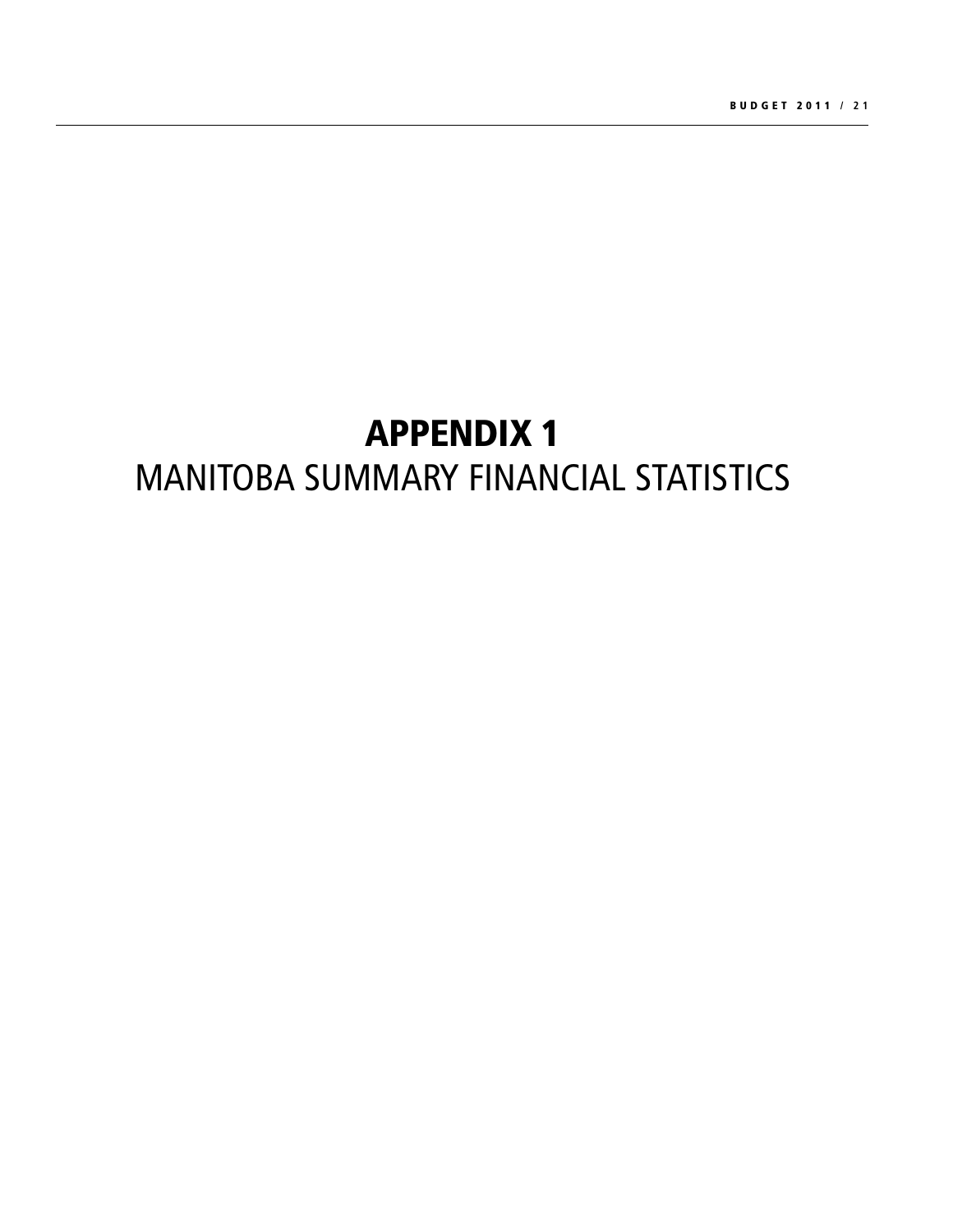# APPENDIX 1

## MANITOBA SUMMARY FINANCIAL STATISTICS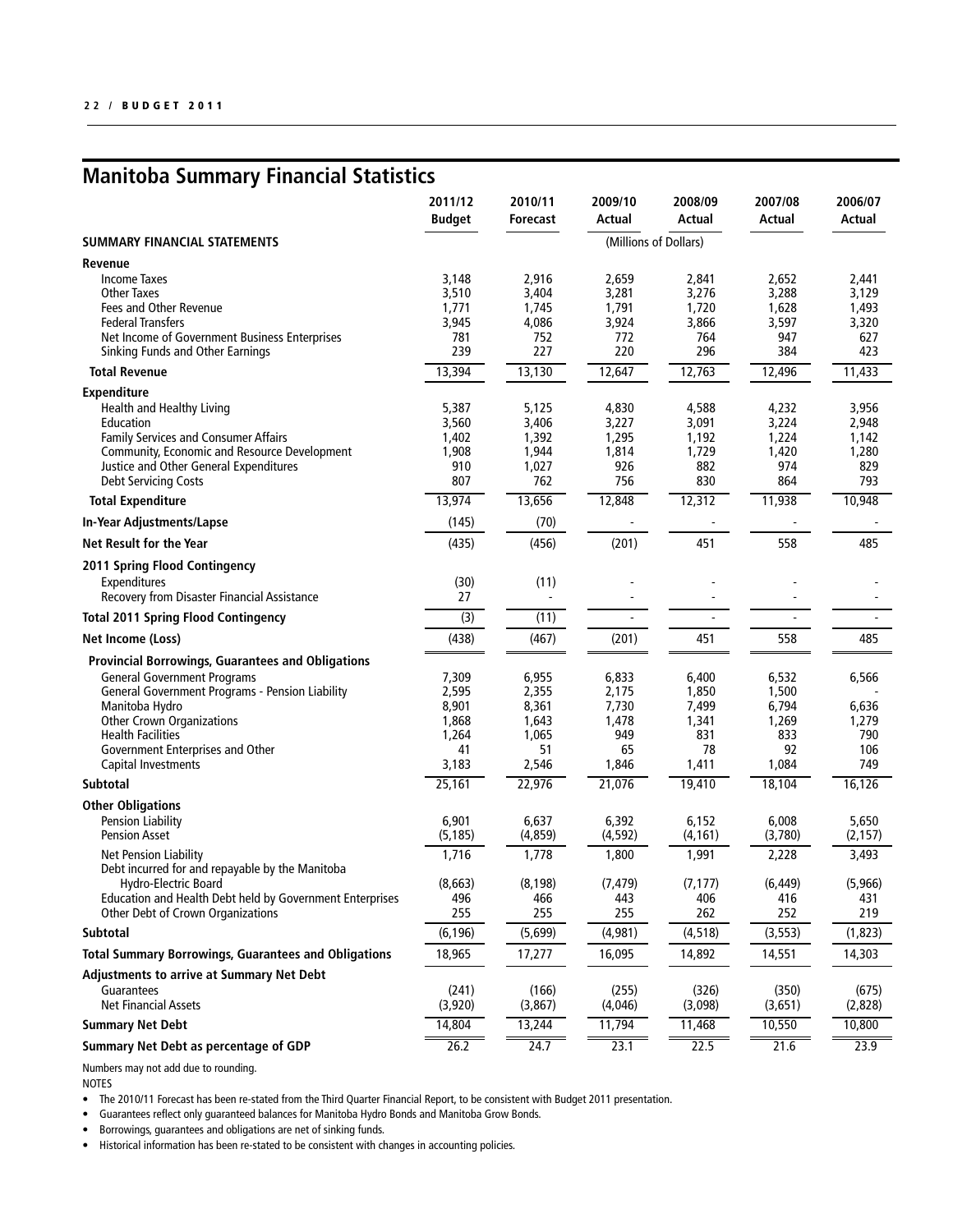## Manitoba Summary Financial Statistics

| | 2011/12 Budget | 2010/11 Forecast | 2009/10 Actual | 2008/09 Actual | 2007/08 Actual | 2006/07 Actual |
|---|---|---|---|---|---|---|
| **SUMMARY FINANCIAL STATEMENTS** | | | (Millions of Dollars) | | | |
| **Revenue** | | | | | | |
| Income Taxes | 3,148 | 2,916 | 2,659 | 2,841 | 2,652 | 2,441 |
| Other Taxes | 3,510 | 3,404 | 3,281 | 3,276 | 3,288 | 3,129 |
| Fees and Other Revenue | 1,771 | 1,745 | 1,791 | 1,720 | 1,628 | 1,493 |
| Federal Transfers | 3,945 | 4,086 | 3,924 | 3,866 | 3,597 | 3,320 |
| Net Income of Government Business Enterprises | 781 | 752 | 772 | 764 | 947 | 627 |
| Sinking Funds and Other Earnings | 239 | 227 | 220 | 296 | 384 | 423 |
| **Total Revenue** | 13,394 | 13,130 | 12,647 | 12,763 | 12,496 | 11,433 |
| **Expenditure** | | | | | | |
| Health and Healthy Living | 5,387 | 5,125 | 4,830 | 4,588 | 4,232 | 3,956 |
| Education | 3,560 | 3,406 | 3,227 | 3,091 | 3,224 | 2,948 |
| Family Services and Consumer Affairs | 1,402 | 1,392 | 1,295 | 1,192 | 1,224 | 1,142 |
| Community, Economic and Resource Development | 1,908 | 1,944 | 1,814 | 1,729 | 1,420 | 1,280 |
| Justice and Other General Expenditures | 910 | 1,027 | 926 | 882 | 974 | 829 |
| Debt Servicing Costs | 807 | 762 | 756 | 830 | 864 | 793 |
| **Total Expenditure** | 13,974 | 13,656 | 12,848 | 12,312 | 11,938 | 10,948 |
| **In-Year Adjustments/Lapse** | (145) | (70) | - | - | - | - |
| **Net Result for the Year** | (435) | (456) | (201) | 451 | 558 | 485 |
| **2011 Spring Flood Contingency** | | | | | | |
| Expenditures | (30) | (11) | - | - | - | - |
| Recovery from Disaster Financial Assistance | 27 | - | - | - | - | - |
| **Total 2011 Spring Flood Contingency** | (3) | (11) | - | - | - | - |
| **Net Income (Loss)** | (438) | (467) | (201) | 451 | 558 | 485 |
| **Provincial Borrowings, Guarantees and Obligations** | | | | | | |
| General Government Programs | 7,309 | 6,955 | 6,833 | 6,400 | 6,532 | 6,566 |
| General Government Programs - Pension Liability | 2,595 | 2,355 | 2,175 | 1,850 | 1,500 | - |
| Manitoba Hydro | 8,901 | 8,361 | 7,730 | 7,499 | 6,794 | 6,636 |
| Other Crown Organizations | 1,868 | 1,643 | 1,478 | 1,341 | 1,269 | 1,279 |
| Health Facilities | 1,264 | 1,065 | 949 | 831 | 833 | 790 |
| Government Enterprises and Other | 41 | 51 | 65 | 78 | 92 | 106 |
| Capital Investments | 3,183 | 2,546 | 1,846 | 1,411 | 1,084 | 749 |
| **Subtotal** | 25,161 | 22,976 | 21,076 | 19,410 | 18,104 | 16,126 |
| **Other Obligations** | | | | | | |
| Pension Liability | 6,901 | 6,637 | 6,392 | 6,152 | 6,008 | 5,650 |
| Pension Asset | (5,185) | (4,859) | (4,592) | (4,161) | (3,780) | (2,157) |
| Net Pension Liability | 1,716 | 1,778 | 1,800 | 1,991 | 2,228 | 3,493 |
| Debt incurred for and repayable by the Manitoba Hydro-Electric Board | (8,663) | (8,198) | (7,479) | (7,177) | (6,449) | (5,966) |
| Education and Health Debt held by Government Enterprises | 496 | 466 | 443 | 406 | 416 | 431 |
| Other Debt of Crown Organizations | 255 | 255 | 255 | 262 | 252 | 219 |
| **Subtotal** | (6,196) | (5,699) | (4,981) | (4,518) | (3,553) | (1,823) |
| **Total Summary Borrowings, Guarantees and Obligations** | 18,965 | 17,277 | 16,095 | 14,892 | 14,551 | 14,303 |
| **Adjustments to arrive at Summary Net Debt** | | | | | | |
| Guarantees | (241) | (166) | (255) | (326) | (350) | (675) |
| Net Financial Assets | (3,920) | (3,867) | (4,046) | (3,098) | (3,651) | (2,828) |
| **Summary Net Debt** | 14,804 | 13,244 | 11,794 | 11,468 | 10,550 | 10,800 |
| **Summary Net Debt as percentage of GDP** | 26.2 | 24.7 | 23.1 | 22.5 | 21.6 | 23.9 |

Numbers may not add due to rounding.

NOTES

- The 2010/11 Forecast has been re-stated from the Third Quarter Financial Report, to be consistent with Budget 2011 presentation.
- Guarantees reflect only guaranteed balances for Manitoba Hydro Bonds and Manitoba Grow Bonds.
- Borrowings, guarantees and obligations are net of sinking funds.
- Historical information has been re-stated to be consistent with changes in accounting policies.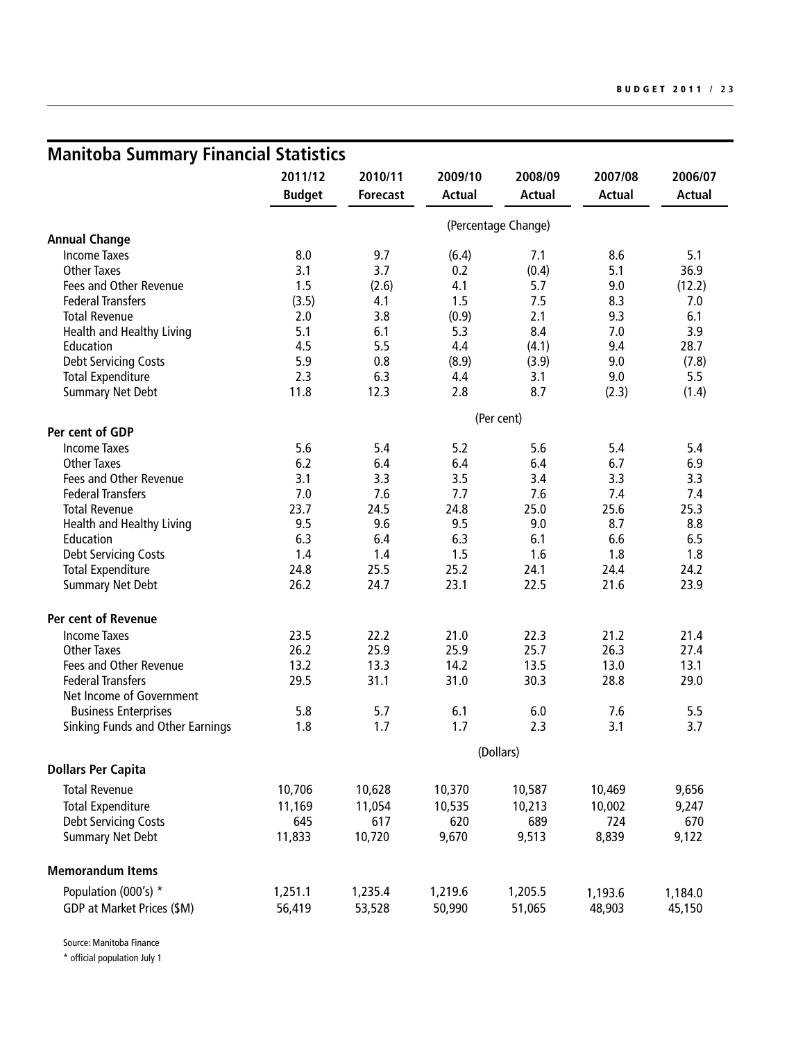## Manitoba Summary Financial Statistics

| | 2011/12 Budget | 2010/11 Forecast | 2009/10 Actual | 2008/09 Actual | 2007/08 Actual | 2006/07 Actual |
|---|---|---|---|---|---|---|
| | | | (Percentage Change) | | | |
| **Annual Change** | | | | | | |
| Income Taxes | 8.0 | 9.7 | (6.4) | 7.1 | 8.6 | 5.1 |
| Other Taxes | 3.1 | 3.7 | 0.2 | (0.4) | 5.1 | 36.9 |
| Fees and Other Revenue | 1.5 | (2.6) | 4.1 | 5.7 | 9.0 | (12.2) |
| Federal Transfers | (3.5) | 4.1 | 1.5 | 7.5 | 8.3 | 7.0 |
| Total Revenue | 2.0 | 3.8 | (0.9) | 2.1 | 9.3 | 6.1 |
| Health and Healthy Living | 5.1 | 6.1 | 5.3 | 8.4 | 7.0 | 3.9 |
| Education | 4.5 | 5.5 | 4.4 | (4.1) | 9.4 | 28.7 |
| Debt Servicing Costs | 5.9 | 0.8 | (8.9) | (3.9) | 9.0 | (7.8) |
| Total Expenditure | 2.3 | 6.3 | 4.4 | 3.1 | 9.0 | 5.5 |
| Summary Net Debt | 11.8 | 12.3 | 2.8 | 8.7 | (2.3) | (1.4) |
| | | | (Per cent) | | | |
| **Per cent of GDP** | | | | | | |
| Income Taxes | 5.6 | 5.4 | 5.2 | 5.6 | 5.4 | 5.4 |
| Other Taxes | 6.2 | 6.4 | 6.4 | 6.4 | 6.7 | 6.9 |
| Fees and Other Revenue | 3.1 | 3.3 | 3.5 | 3.4 | 3.3 | 3.3 |
| Federal Transfers | 7.0 | 7.6 | 7.7 | 7.6 | 7.4 | 7.4 |
| Total Revenue | 23.7 | 24.5 | 24.8 | 25.0 | 25.6 | 25.3 |
| Health and Healthy Living | 9.5 | 9.6 | 9.5 | 9.0 | 8.7 | 8.8 |
| Education | 6.3 | 6.4 | 6.3 | 6.1 | 6.6 | 6.5 |
| Debt Servicing Costs | 1.4 | 1.4 | 1.5 | 1.6 | 1.8 | 1.8 |
| Total Expenditure | 24.8 | 25.5 | 25.2 | 24.1 | 24.4 | 24.2 |
| Summary Net Debt | 26.2 | 24.7 | 23.1 | 22.5 | 21.6 | 23.9 |
| **Per cent of Revenue** | | | | | | |
| Income Taxes | 23.5 | 22.2 | 21.0 | 22.3 | 21.2 | 21.4 |
| Other Taxes | 26.2 | 25.9 | 25.9 | 25.7 | 26.3 | 27.4 |
| Fees and Other Revenue | 13.2 | 13.3 | 14.2 | 13.5 | 13.0 | 13.1 |
| Federal Transfers | 29.5 | 31.1 | 31.0 | 30.3 | 28.8 | 29.0 |
| Net Income of Government Business Enterprises | 5.8 | 5.7 | 6.1 | 6.0 | 7.6 | 5.5 |
| Sinking Funds and Other Earnings | 1.8 | 1.7 | 1.7 | 2.3 | 3.1 | 3.7 |
| | | | (Dollars) | | | |
| **Dollars Per Capita** | | | | | | |
| Total Revenue | 10,706 | 10,628 | 10,370 | 10,587 | 10,469 | 9,656 |
| Total Expenditure | 11,169 | 11,054 | 10,535 | 10,213 | 10,002 | 9,247 |
| Debt Servicing Costs | 645 | 617 | 620 | 689 | 724 | 670 |
| Summary Net Debt | 11,833 | 10,720 | 9,670 | 9,513 | 8,839 | 9,122 |
| **Memorandum Items** | | | | | | |
| Population (000's) * | 1,251.1 | 1,235.4 | 1,219.6 | 1,205.5 | 1,193.6 | 1,184.0 |
| GDP at Market Prices ($M) | 56,419 | 53,528 | 50,990 | 51,065 | 48,903 | 45,150 |

Source: Manitoba Finance

* official population July 1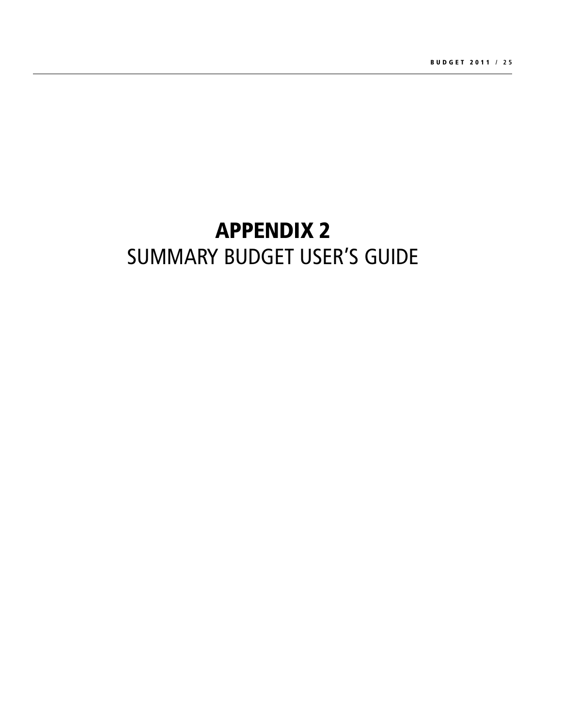# APPENDIX 2

## SUMMARY BUDGET USER'S GUIDE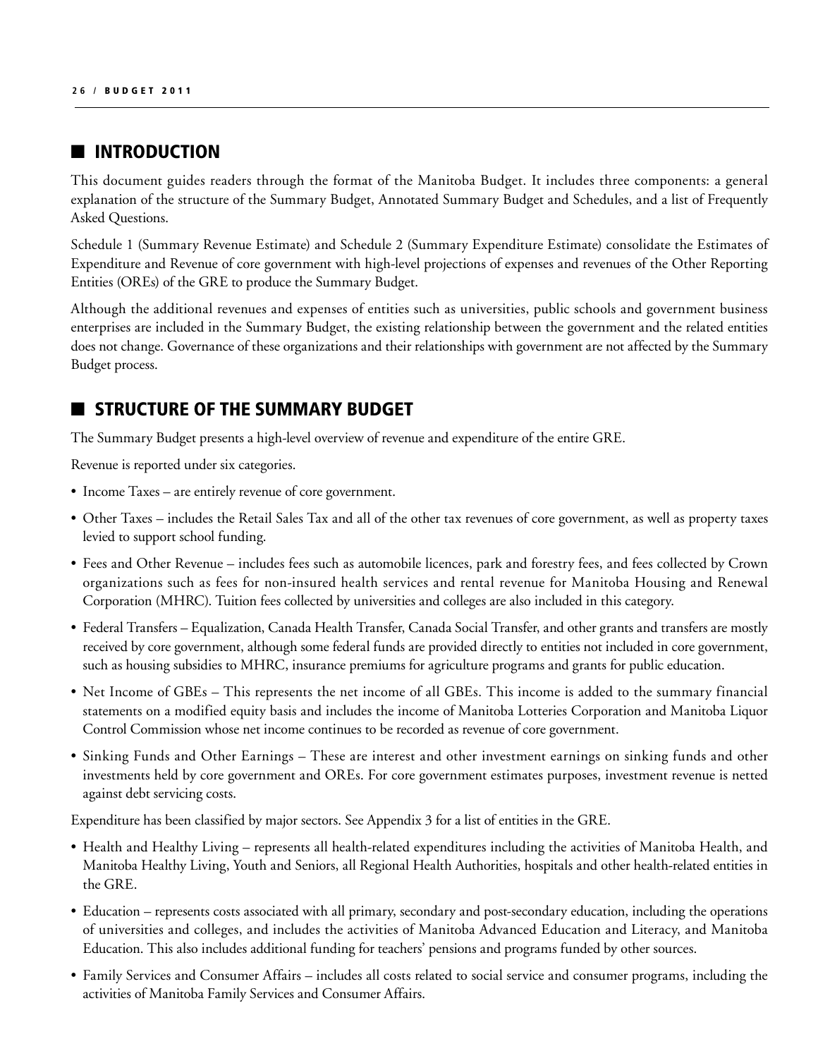## INTRODUCTION

This document guides readers through the format of the Manitoba Budget. It includes three components: a general explanation of the structure of the Summary Budget, Annotated Summary Budget and Schedules, and a list of Frequently Asked Questions.

Schedule 1 (Summary Revenue Estimate) and Schedule 2 (Summary Expenditure Estimate) consolidate the Estimates of Expenditure and Revenue of core government with high-level projections of expenses and revenues of the Other Reporting Entities (OREs) of the GRE to produce the Summary Budget.

Although the additional revenues and expenses of entities such as universities, public schools and government business enterprises are included in the Summary Budget, the existing relationship between the government and the related entities does not change. Governance of these organizations and their relationships with government are not affected by the Summary Budget process.

## STRUCTURE OF THE SUMMARY BUDGET

The Summary Budget presents a high-level overview of revenue and expenditure of the entire GRE.

Revenue is reported under six categories.

- Income Taxes – are entirely revenue of core government.
- Other Taxes – includes the Retail Sales Tax and all of the other tax revenues of core government, as well as property taxes levied to support school funding.
- Fees and Other Revenue – includes fees such as automobile licences, park and forestry fees, and fees collected by Crown organizations such as fees for non-insured health services and rental revenue for Manitoba Housing and Renewal Corporation (MHRC). Tuition fees collected by universities and colleges are also included in this category.
- Federal Transfers – Equalization, Canada Health Transfer, Canada Social Transfer, and other grants and transfers are mostly received by core government, although some federal funds are provided directly to entities not included in core government, such as housing subsidies to MHRC, insurance premiums for agriculture programs and grants for public education.
- Net Income of GBEs – This represents the net income of all GBEs. This income is added to the summary financial statements on a modified equity basis and includes the income of Manitoba Lotteries Corporation and Manitoba Liquor Control Commission whose net income continues to be recorded as revenue of core government.
- Sinking Funds and Other Earnings – These are interest and other investment earnings on sinking funds and other investments held by core government and OREs. For core government estimates purposes, investment revenue is netted against debt servicing costs.

Expenditure has been classified by major sectors. See Appendix 3 for a list of entities in the GRE.

- Health and Healthy Living – represents all health-related expenditures including the activities of Manitoba Health, and Manitoba Healthy Living, Youth and Seniors, all Regional Health Authorities, hospitals and other health-related entities in the GRE.
- Education – represents costs associated with all primary, secondary and post-secondary education, including the operations of universities and colleges, and includes the activities of Manitoba Advanced Education and Literacy, and Manitoba Education. This also includes additional funding for teachers' pensions and programs funded by other sources.
- Family Services and Consumer Affairs – includes all costs related to social service and consumer programs, including the activities of Manitoba Family Services and Consumer Affairs.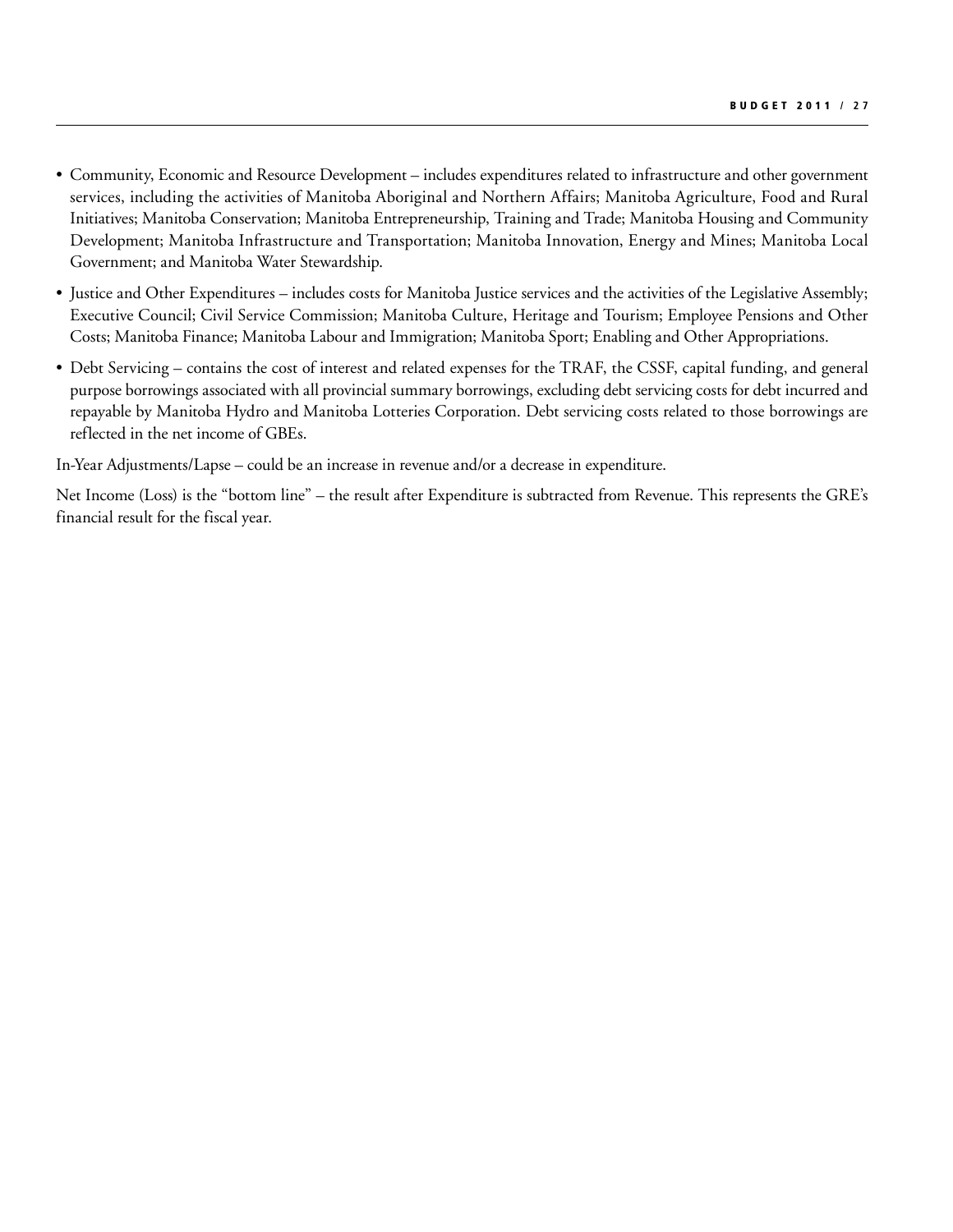- Community, Economic and Resource Development – includes expenditures related to infrastructure and other government services, including the activities of Manitoba Aboriginal and Northern Affairs; Manitoba Agriculture, Food and Rural Initiatives; Manitoba Conservation; Manitoba Entrepreneurship, Training and Trade; Manitoba Housing and Community Development; Manitoba Infrastructure and Transportation; Manitoba Innovation, Energy and Mines; Manitoba Local Government; and Manitoba Water Stewardship.
- Justice and Other Expenditures – includes costs for Manitoba Justice services and the activities of the Legislative Assembly; Executive Council; Civil Service Commission; Manitoba Culture, Heritage and Tourism; Employee Pensions and Other Costs; Manitoba Finance; Manitoba Labour and Immigration; Manitoba Sport; Enabling and Other Appropriations.
- Debt Servicing – contains the cost of interest and related expenses for the TRAF, the CSSF, capital funding, and general purpose borrowings associated with all provincial summary borrowings, excluding debt servicing costs for debt incurred and repayable by Manitoba Hydro and Manitoba Lotteries Corporation. Debt servicing costs related to those borrowings are reflected in the net income of GBEs.

In-Year Adjustments/Lapse – could be an increase in revenue and/or a decrease in expenditure.

Net Income (Loss) is the "bottom line" – the result after Expenditure is subtracted from Revenue. This represents the GRE's financial result for the fiscal year.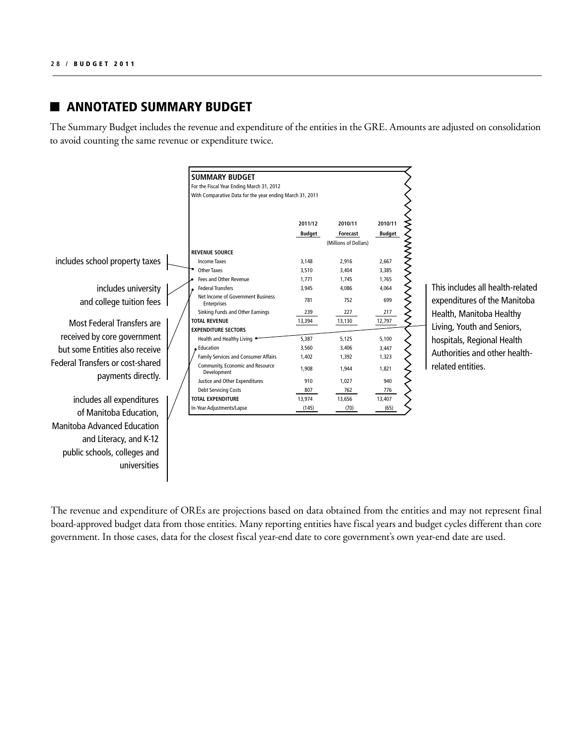## ANNOTATED SUMMARY BUDGET

The Summary Budget includes the revenue and expenditure of the entities in the GRE. Amounts are adjusted on consolidation to avoid counting the same revenue or expenditure twice.

**SUMMARY BUDGET**
For the Fiscal Year Ending March 31, 2012
With Comparative Data for the year ending March 31, 2011

| | 2011/12 Budget | 2010/11 Forecast | 2010/11 Budget |
|---|---|---|---|
| | | (Millions of Dollars) | |
| **REVENUE SOURCE** | | | |
| Income Taxes | 3,148 | 2,916 | 2,667 |
| Other Taxes | 3,510 | 3,404 | 3,385 |
| Fees and Other Revenue | 1,771 | 1,745 | 1,765 |
| Federal Transfers | 3,945 | 4,086 | 4,064 |
| Net Income of Government Business Enterprises | 781 | 752 | 699 |
| Sinking Funds and Other Earnings | 239 | 227 | 217 |
| **TOTAL REVENUE** | 13,394 | 13,130 | 12,797 |
| **EXPENDITURE SECTORS** | | | |
| Health and Healthy Living | 5,387 | 5,125 | 5,100 |
| Education | 3,560 | 3,406 | 3,447 |
| Family Services and Consumer Affairs | 1,402 | 1,392 | 1,323 |
| Community, Economic and Resource Development | 1,908 | 1,944 | 1,821 |
| Justice and Other Expenditures | 910 | 1,027 | 940 |
| Debt Servicing Costs | 807 | 762 | 776 |
| **TOTAL EXPENDITURE** | 13,974 | 13,656 | 13,407 |
| In-Year Adjustments/Lapse | (145) | (70) | (65) |

Annotations:

- Other Taxes: includes school property taxes
- Fees and Other Revenue: includes university and college tuition fees
- Federal Transfers: Most Federal Transfers are received by core government but some Entities also receive Federal Transfers or cost-shared payments directly.
- Education: includes all expenditures of Manitoba Education, Manitoba Advanced Education and Literacy, and K-12 public schools, colleges and universities
- Health and Healthy Living: This includes all health-related expenditures of the Manitoba Health, Manitoba Healthy Living, Youth and Seniors, hospitals, Regional Health Authorities and other health-related entities.

The revenue and expenditure of OREs are projections based on data obtained from the entities and may not represent final board-approved budget data from those entities. Many reporting entities have fiscal years and budget cycles different than core government. In those cases, data for the closest fiscal year-end date to core government's own year-end date are used.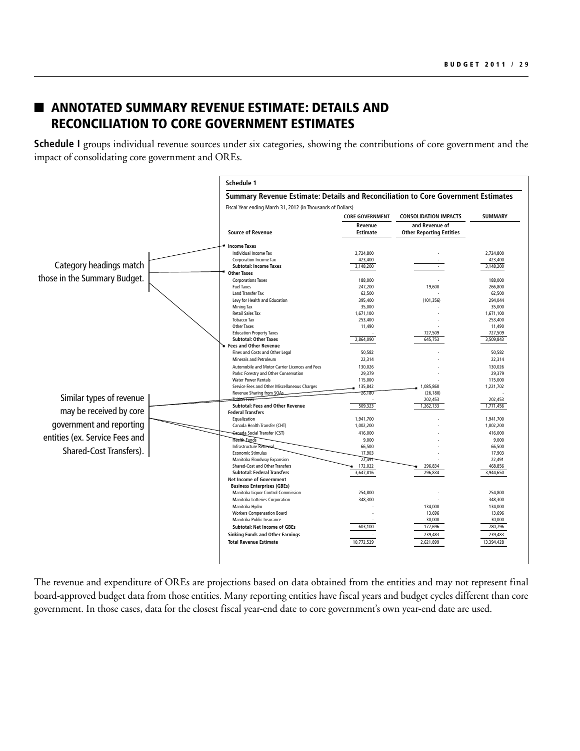# ANNOTATED SUMMARY REVENUE ESTIMATE: DETAILS AND RECONCILIATION TO CORE GOVERNMENT ESTIMATES

**Schedule I** groups individual revenue sources under six categories, showing the contributions of core government and the impact of consolidating core government and OREs.

Category headings match those in the Summary Budget.

Similar types of revenue may be received by core government and reporting entities (ex. Service Fees and Shared-Cost Transfers).

**Schedule 1**

**Summary Revenue Estimate: Details and Reconciliation to Core Government Estimates**

Fiscal Year ending March 31, 2012 (in Thousands of Dollars)

| Source of Revenue | CORE GOVERNMENT Revenue Estimate | CONSOLIDATION IMPACTS and Revenue of Other Reporting Entities | SUMMARY |
|---|---|---|---|
| **Income Taxes** | | | |
| Individual Income Tax | 2,724,800 | - | 2,724,800 |
| Corporation Income Tax | 423,400 | - | 423,400 |
| **Subtotal: Income Taxes** | 3,148,200 | - | 3,148,200 |
| **Other Taxes** | | | |
| Corporations Taxes | 188,000 | - | 188,000 |
| Fuel Taxes | 247,200 | 19,600 | 266,800 |
| Land Transfer Tax | 62,500 | - | 62,500 |
| Levy for Health and Education | 395,400 | (101,356) | 294,044 |
| Mining Tax | 35,000 | - | 35,000 |
| Retail Sales Tax | 1,671,100 | - | 1,671,100 |
| Tobacco Tax | 253,400 | - | 253,400 |
| Other Taxes | 11,490 | - | 11,490 |
| Education Property Taxes | - | 727,509 | 727,509 |
| **Subtotal: Other Taxes** | 2,864,090 | 645,753 | 3,509,843 |
| **Fees and Other Revenue** | | | |
| Fines and Costs and Other Legal | 50,582 | - | 50,582 |
| Minerals and Petroleum | 22,314 | - | 22,314 |
| Automobile and Motor Carrier Licences and Fees | 130,026 | - | 130,026 |
| Parks: Forestry and Other Conservation | 29,379 | - | 29,379 |
| Water Power Rentals | 115,000 | - | 115,000 |
| Service Fees and Other Miscellaneous Charges | 135,842 | 1,085,860 | 1,221,702 |
| Revenue Sharing from SOAs | 26,180 | (26,180) | - |
| Tuition Fees | - | 202,453 | 202,453 |
| **Subtotal: Fees and Other Revenue** | 509,323 | 1,262,133 | 1,771,456 |
| **Federal Transfers** | | | |
| Equalization | 1,941,700 | - | 1,941,700 |
| Canada Health Transfer (CHT) | 1,002,200 | - | 1,002,200 |
| Canada Social Transfer (CST) | 416,000 | - | 416,000 |
| Health Funds | 9,000 | - | 9,000 |
| Infrastructure Renewal | 66,500 | - | 66,500 |
| Economic Stimulus | 17,903 | - | 17,903 |
| Manitoba Floodway Expansion | 22,491 | - | 22,491 |
| Shared-Cost and Other Transfers | 172,022 | 296,834 | 468,856 |
| **Subtotal: Federal Transfers** | 3,647,816 | 296,834 | 3,944,650 |
| **Net Income of Government Business Enterprises (GBEs)** | | | |
| Manitoba Liquor Control Commission | 254,800 | - | 254,800 |
| Manitoba Lotteries Corporation | 348,300 | - | 348,300 |
| Manitoba Hydro | - | 134,000 | 134,000 |
| Workers Compensation Board | - | 13,696 | 13,696 |
| Manitoba Public Insurance | - | 30,000 | 30,000 |
| **Subtotal: Net Income of GBEs** | 603,100 | 177,696 | 780,796 |
| **Sinking Funds and Other Earnings** | - | 239,483 | 239,483 |
| **Total Revenue Estimate** | 10,772,529 | 2,621,899 | 13,394,428 |

The revenue and expenditure of OREs are projections based on data obtained from the entities and may not represent final board-approved budget data from those entities. Many reporting entities have fiscal years and budget cycles different than core government. In those cases, data for the closest fiscal year-end date to core government's own year-end date are used.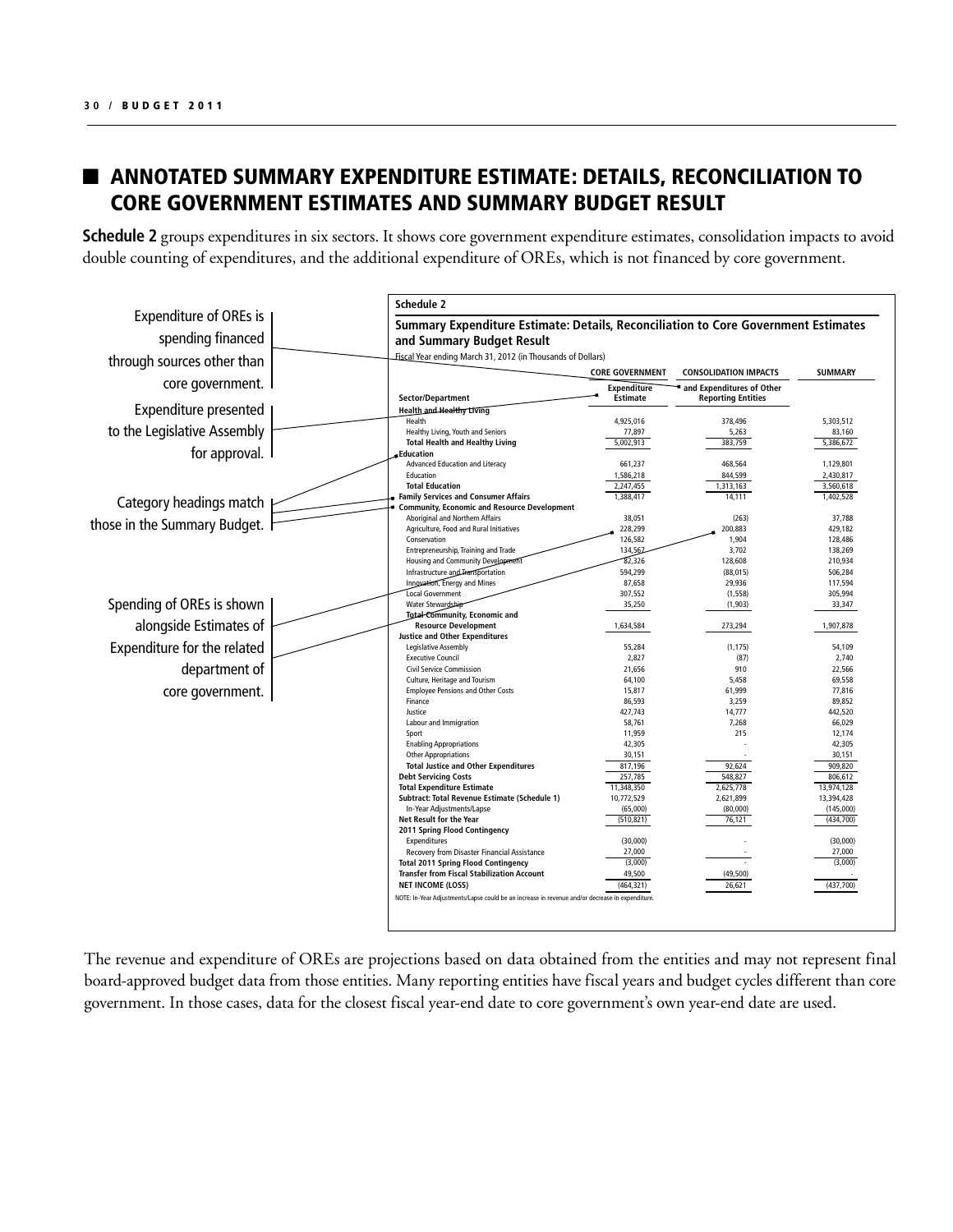# ANNOTATED SUMMARY EXPENDITURE ESTIMATE: DETAILS, RECONCILIATION TO CORE GOVERNMENT ESTIMATES AND SUMMARY BUDGET RESULT

**Schedule 2** groups expenditures in six sectors. It shows core government expenditure estimates, consolidation impacts to avoid double counting of expenditures, and the additional expenditure of OREs, which is not financed by core government.

Expenditure of OREs is spending financed through sources other than core government.

Expenditure presented to the Legislative Assembly for approval.

Category headings match those in the Summary Budget.

Spending of OREs is shown alongside Estimates of Expenditure for the related department of core government.

**Schedule 2**

**Summary Expenditure Estimate: Details, Reconciliation to Core Government Estimates and Summary Budget Result**

Fiscal Year ending March 31, 2012 (in Thousands of Dollars)

| Sector/Department | CORE GOVERNMENT Expenditure Estimate | CONSOLIDATION IMPACTS and Expenditures of Other Reporting Entities | SUMMARY |
|---|---|---|---|
| **Health and Healthy Living** | | | |
| Health | 4,925,016 | 378,496 | 5,303,512 |
| Healthy Living, Youth and Seniors | 77,897 | 5,263 | 83,160 |
| **Total Health and Healthy Living** | 5,002,913 | 383,759 | 5,386,672 |
| **Education** | | | |
| Advanced Education and Literacy | 661,237 | 468,564 | 1,129,801 |
| Education | 1,586,218 | 844,599 | 2,430,817 |
| **Total Education** | 2,247,455 | 1,313,163 | 3,560,618 |
| **Family Services and Consumer Affairs** | 1,388,417 | 14,111 | 1,402,528 |
| **Community, Economic and Resource Development** | | | |
| Aboriginal and Northern Affairs | 38,051 | (263) | 37,788 |
| Agriculture, Food and Rural Initiatives | 228,299 | 200,883 | 429,182 |
| Conservation | 126,582 | 1,904 | 128,486 |
| Entrepreneurship, Training and Trade | 134,567 | 3,702 | 138,269 |
| Housing and Community Development | 82,326 | 128,608 | 210,934 |
| Infrastructure and Transportation | 594,299 | (88,015) | 506,284 |
| Innovation, Energy and Mines | 87,658 | 29,936 | 117,594 |
| Local Government | 307,552 | (1,558) | 305,994 |
| Water Stewardship | 35,250 | (1,903) | 33,347 |
| **Total Community, Economic and Resource Development** | 1,634,584 | 273,294 | 1,907,878 |
| **Justice and Other Expenditures** | | | |
| Legislative Assembly | 55,284 | (1,175) | 54,109 |
| Executive Council | 2,827 | (87) | 2,740 |
| Civil Service Commission | 21,656 | 910 | 22,566 |
| Culture, Heritage and Tourism | 64,100 | 5,458 | 69,558 |
| Employee Pensions and Other Costs | 15,817 | 61,999 | 77,816 |
| Finance | 86,593 | 3,259 | 89,852 |
| Justice | 427,743 | 14,777 | 442,520 |
| Labour and Immigration | 58,761 | 7,268 | 66,029 |
| Sport | 11,959 | 215 | 12,174 |
| Enabling Appropriations | 42,305 | - | 42,305 |
| Other Appropriations | 30,151 | - | 30,151 |
| **Total Justice and Other Expenditures** | 817,196 | 92,624 | 909,820 |
| **Debt Servicing Costs** | 257,785 | 548,827 | 806,612 |
| **Total Expenditure Estimate** | 11,348,350 | 2,625,778 | 13,974,128 |
| **Subtract: Total Revenue Estimate (Schedule 1)** | 10,772,529 | 2,621,899 | 13,394,428 |
| In-Year Adjustments/Lapse | (65,000) | (80,000) | (145,000) |
| **Net Result for the Year** | (510,821) | 76,121 | (434,700) |
| **2011 Spring Flood Contingency** | | | |
| Expenditures | (30,000) | - | (30,000) |
| Recovery from Disaster Financial Assistance | 27,000 | - | 27,000 |
| **Total 2011 Spring Flood Contingency** | (3,000) | - | (3,000) |
| **Transfer from Fiscal Stabilization Account** | 49,500 | (49,500) | - |
| **NET INCOME (LOSS)** | (464,321) | 26,621 | (437,700) |

NOTE: In-Year Adjustments/Lapse could be an increase in revenue and/or decrease in expenditure.

The revenue and expenditure of OREs are projections based on data obtained from the entities and may not represent final board-approved budget data from those entities. Many reporting entities have fiscal years and budget cycles different than core government. In those cases, data for the closest fiscal year-end date to core government's own year-end date are used.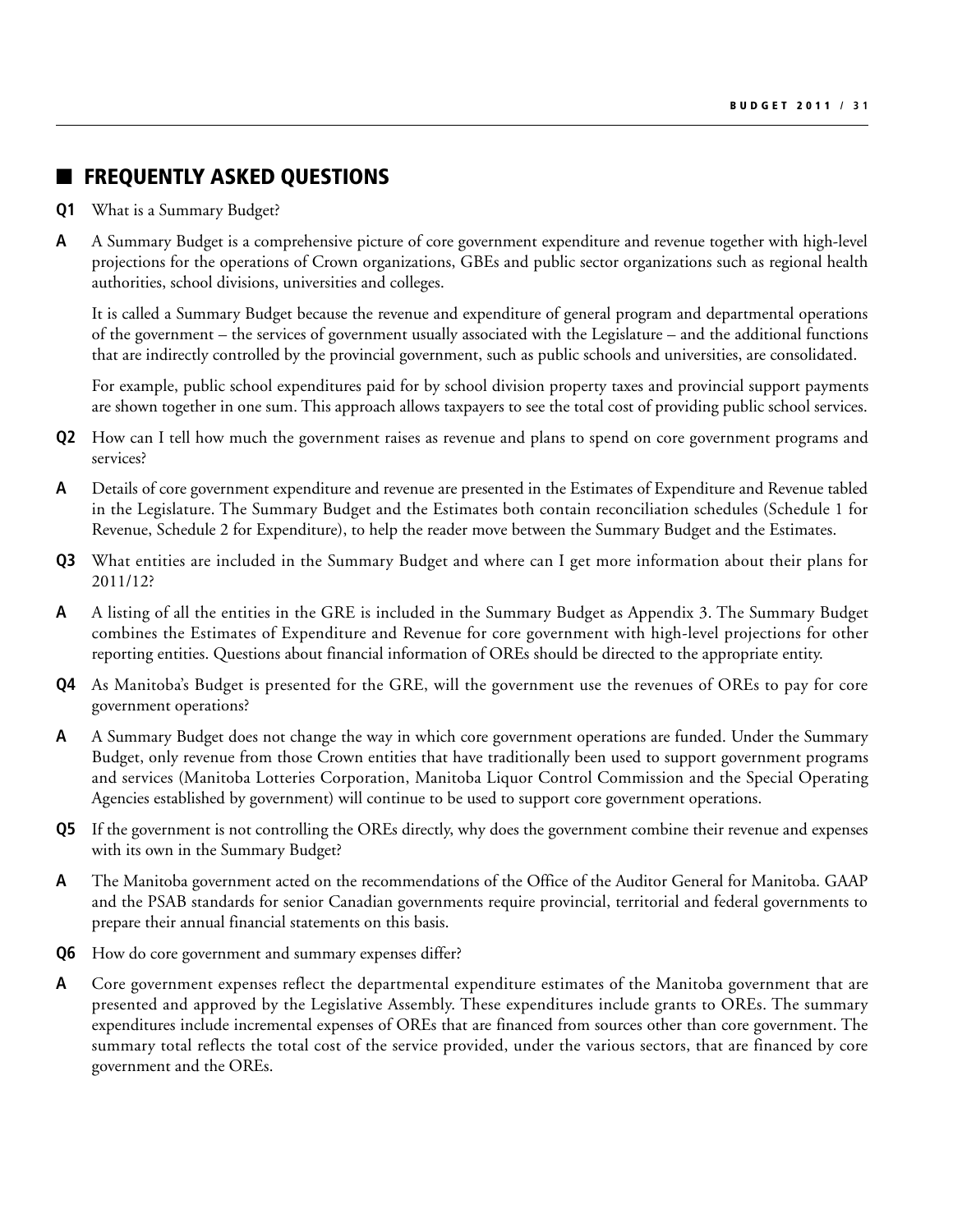## FREQUENTLY ASKED QUESTIONS

**Q1** What is a Summary Budget?

**A** A Summary Budget is a comprehensive picture of core government expenditure and revenue together with high-level projections for the operations of Crown organizations, GBEs and public sector organizations such as regional health authorities, school divisions, universities and colleges.

It is called a Summary Budget because the revenue and expenditure of general program and departmental operations of the government – the services of government usually associated with the Legislature – and the additional functions that are indirectly controlled by the provincial government, such as public schools and universities, are consolidated.

For example, public school expenditures paid for by school division property taxes and provincial support payments are shown together in one sum. This approach allows taxpayers to see the total cost of providing public school services.

**Q2** How can I tell how much the government raises as revenue and plans to spend on core government programs and services?

**A** Details of core government expenditure and revenue are presented in the Estimates of Expenditure and Revenue tabled in the Legislature. The Summary Budget and the Estimates both contain reconciliation schedules (Schedule 1 for Revenue, Schedule 2 for Expenditure), to help the reader move between the Summary Budget and the Estimates.

**Q3** What entities are included in the Summary Budget and where can I get more information about their plans for 2011/12?

**A** A listing of all the entities in the GRE is included in the Summary Budget as Appendix 3. The Summary Budget combines the Estimates of Expenditure and Revenue for core government with high-level projections for other reporting entities. Questions about financial information of OREs should be directed to the appropriate entity.

**Q4** As Manitoba's Budget is presented for the GRE, will the government use the revenues of OREs to pay for core government operations?

**A** A Summary Budget does not change the way in which core government operations are funded. Under the Summary Budget, only revenue from those Crown entities that have traditionally been used to support government programs and services (Manitoba Lotteries Corporation, Manitoba Liquor Control Commission and the Special Operating Agencies established by government) will continue to be used to support core government operations.

**Q5** If the government is not controlling the OREs directly, why does the government combine their revenue and expenses with its own in the Summary Budget?

**A** The Manitoba government acted on the recommendations of the Office of the Auditor General for Manitoba. GAAP and the PSAB standards for senior Canadian governments require provincial, territorial and federal governments to prepare their annual financial statements on this basis.

**Q6** How do core government and summary expenses differ?

**A** Core government expenses reflect the departmental expenditure estimates of the Manitoba government that are presented and approved by the Legislative Assembly. These expenditures include grants to OREs. The summary expenditures include incremental expenses of OREs that are financed from sources other than core government. The summary total reflects the total cost of the service provided, under the various sectors, that are financed by core government and the OREs.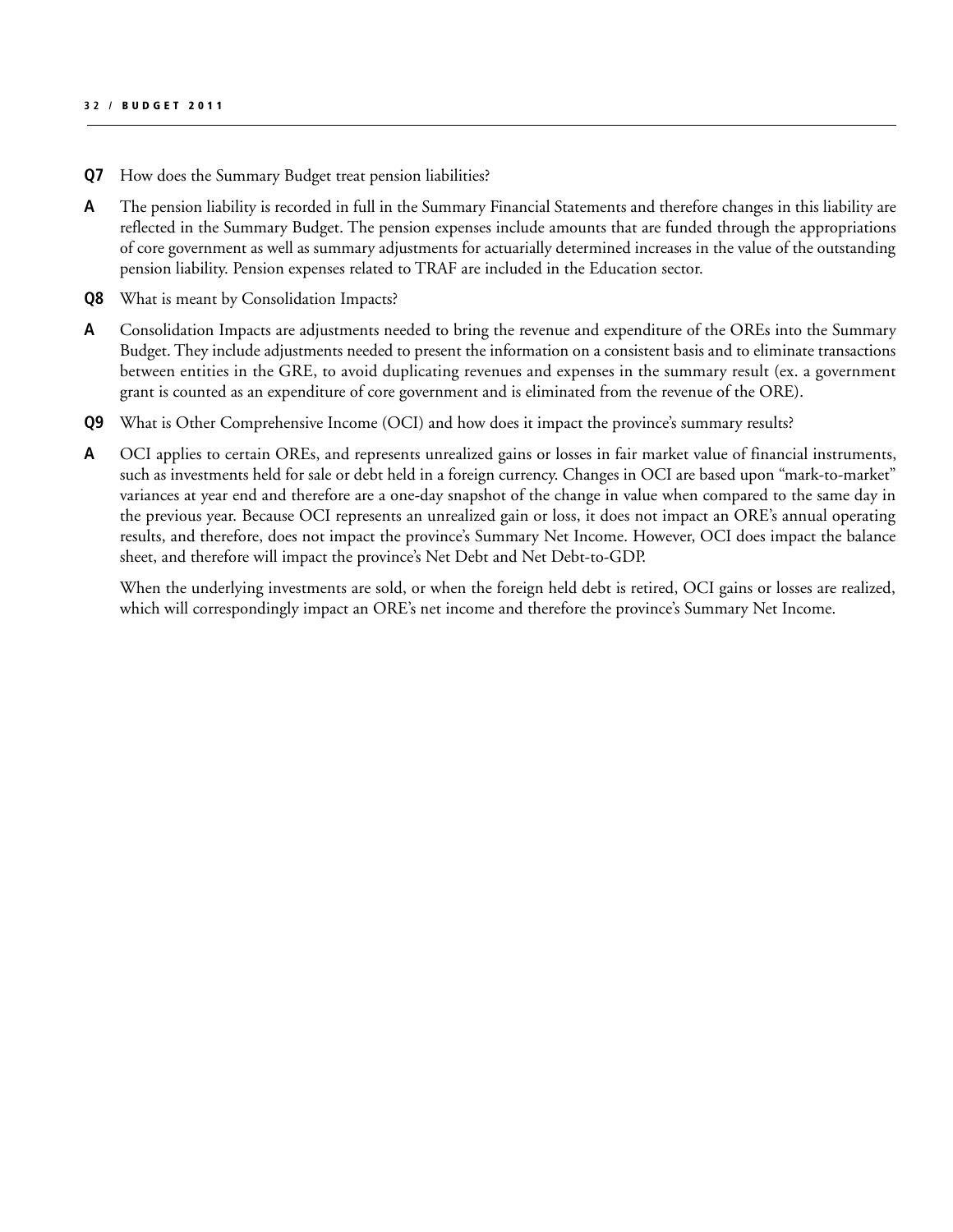**Q7** How does the Summary Budget treat pension liabilities?

**A** The pension liability is recorded in full in the Summary Financial Statements and therefore changes in this liability are reflected in the Summary Budget. The pension expenses include amounts that are funded through the appropriations of core government as well as summary adjustments for actuarially determined increases in the value of the outstanding pension liability. Pension expenses related to TRAF are included in the Education sector.

**Q8** What is meant by Consolidation Impacts?

**A** Consolidation Impacts are adjustments needed to bring the revenue and expenditure of the OREs into the Summary Budget. They include adjustments needed to present the information on a consistent basis and to eliminate transactions between entities in the GRE, to avoid duplicating revenues and expenses in the summary result (ex. a government grant is counted as an expenditure of core government and is eliminated from the revenue of the ORE).

**Q9** What is Other Comprehensive Income (OCI) and how does it impact the province's summary results?

**A** OCI applies to certain OREs, and represents unrealized gains or losses in fair market value of financial instruments, such as investments held for sale or debt held in a foreign currency. Changes in OCI are based upon "mark-to-market" variances at year end and therefore are a one-day snapshot of the change in value when compared to the same day in the previous year. Because OCI represents an unrealized gain or loss, it does not impact an ORE's annual operating results, and therefore, does not impact the province's Summary Net Income. However, OCI does impact the balance sheet, and therefore will impact the province's Net Debt and Net Debt-to-GDP.

When the underlying investments are sold, or when the foreign held debt is retired, OCI gains or losses are realized, which will correspondingly impact an ORE's net income and therefore the province's Summary Net Income.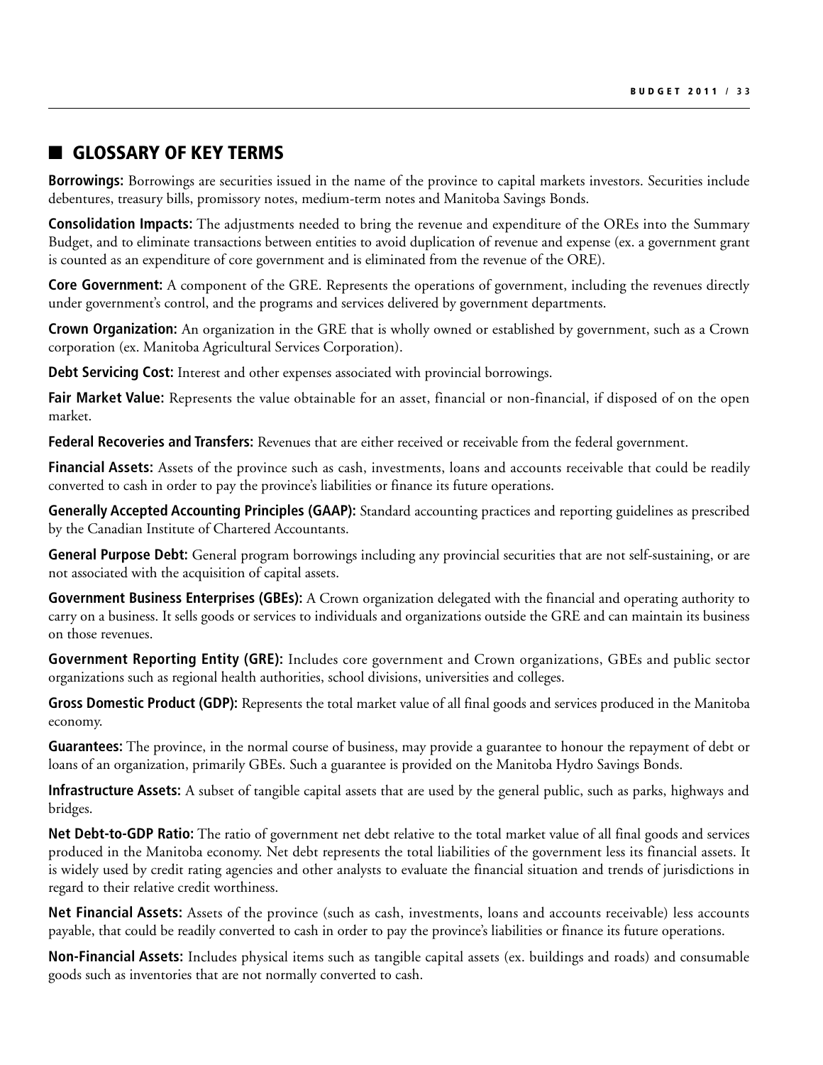## GLOSSARY OF KEY TERMS

**Borrowings:** Borrowings are securities issued in the name of the province to capital markets investors. Securities include debentures, treasury bills, promissory notes, medium-term notes and Manitoba Savings Bonds.

**Consolidation Impacts:** The adjustments needed to bring the revenue and expenditure of the OREs into the Summary Budget, and to eliminate transactions between entities to avoid duplication of revenue and expense (ex. a government grant is counted as an expenditure of core government and is eliminated from the revenue of the ORE).

**Core Government:** A component of the GRE. Represents the operations of government, including the revenues directly under government's control, and the programs and services delivered by government departments.

**Crown Organization:** An organization in the GRE that is wholly owned or established by government, such as a Crown corporation (ex. Manitoba Agricultural Services Corporation).

**Debt Servicing Cost:** Interest and other expenses associated with provincial borrowings.

**Fair Market Value:** Represents the value obtainable for an asset, financial or non-financial, if disposed of on the open market.

**Federal Recoveries and Transfers:** Revenues that are either received or receivable from the federal government.

**Financial Assets:** Assets of the province such as cash, investments, loans and accounts receivable that could be readily converted to cash in order to pay the province's liabilities or finance its future operations.

**Generally Accepted Accounting Principles (GAAP):** Standard accounting practices and reporting guidelines as prescribed by the Canadian Institute of Chartered Accountants.

**General Purpose Debt:** General program borrowings including any provincial securities that are not self-sustaining, or are not associated with the acquisition of capital assets.

**Government Business Enterprises (GBEs):** A Crown organization delegated with the financial and operating authority to carry on a business. It sells goods or services to individuals and organizations outside the GRE and can maintain its business on those revenues.

**Government Reporting Entity (GRE):** Includes core government and Crown organizations, GBEs and public sector organizations such as regional health authorities, school divisions, universities and colleges.

**Gross Domestic Product (GDP):** Represents the total market value of all final goods and services produced in the Manitoba economy.

**Guarantees:** The province, in the normal course of business, may provide a guarantee to honour the repayment of debt or loans of an organization, primarily GBEs. Such a guarantee is provided on the Manitoba Hydro Savings Bonds.

**Infrastructure Assets:** A subset of tangible capital assets that are used by the general public, such as parks, highways and bridges.

**Net Debt-to-GDP Ratio:** The ratio of government net debt relative to the total market value of all final goods and services produced in the Manitoba economy. Net debt represents the total liabilities of the government less its financial assets. It is widely used by credit rating agencies and other analysts to evaluate the financial situation and trends of jurisdictions in regard to their relative credit worthiness.

**Net Financial Assets:** Assets of the province (such as cash, investments, loans and accounts receivable) less accounts payable, that could be readily converted to cash in order to pay the province's liabilities or finance its future operations.

**Non-Financial Assets:** Includes physical items such as tangible capital assets (ex. buildings and roads) and consumable goods such as inventories that are not normally converted to cash.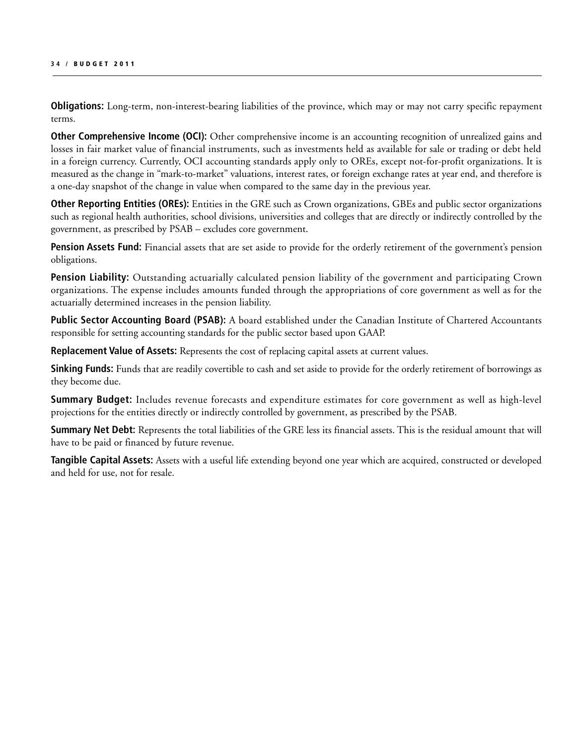**Obligations:** Long-term, non-interest-bearing liabilities of the province, which may or may not carry specific repayment terms.

**Other Comprehensive Income (OCI):** Other comprehensive income is an accounting recognition of unrealized gains and losses in fair market value of financial instruments, such as investments held as available for sale or trading or debt held in a foreign currency. Currently, OCI accounting standards apply only to OREs, except not-for-profit organizations. It is measured as the change in "mark-to-market" valuations, interest rates, or foreign exchange rates at year end, and therefore is a one-day snapshot of the change in value when compared to the same day in the previous year.

**Other Reporting Entities (OREs):** Entities in the GRE such as Crown organizations, GBEs and public sector organizations such as regional health authorities, school divisions, universities and colleges that are directly or indirectly controlled by the government, as prescribed by PSAB – excludes core government.

**Pension Assets Fund:** Financial assets that are set aside to provide for the orderly retirement of the government's pension obligations.

**Pension Liability:** Outstanding actuarially calculated pension liability of the government and participating Crown organizations. The expense includes amounts funded through the appropriations of core government as well as for the actuarially determined increases in the pension liability.

**Public Sector Accounting Board (PSAB):** A board established under the Canadian Institute of Chartered Accountants responsible for setting accounting standards for the public sector based upon GAAP.

**Replacement Value of Assets:** Represents the cost of replacing capital assets at current values.

**Sinking Funds:** Funds that are readily covertible to cash and set aside to provide for the orderly retirement of borrowings as they become due.

**Summary Budget:** Includes revenue forecasts and expenditure estimates for core government as well as high-level projections for the entities directly or indirectly controlled by government, as prescribed by the PSAB.

**Summary Net Debt:** Represents the total liabilities of the GRE less its financial assets. This is the residual amount that will have to be paid or financed by future revenue.

**Tangible Capital Assets:** Assets with a useful life extending beyond one year which are acquired, constructed or developed and held for use, not for resale.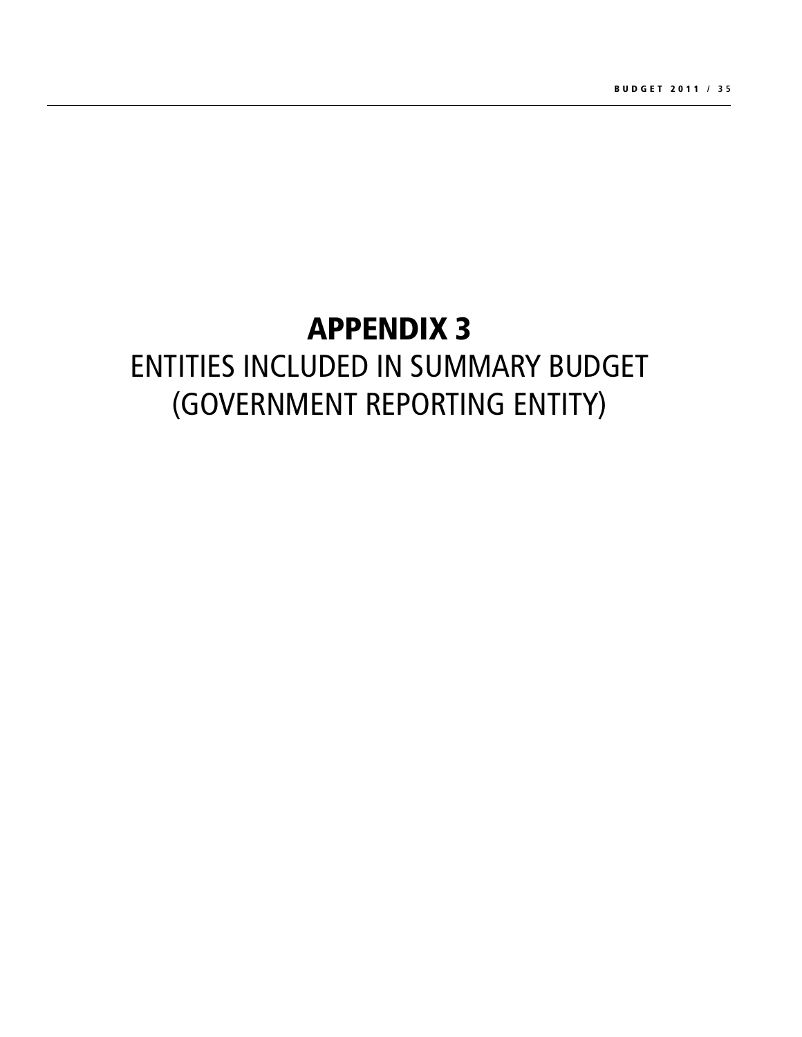# APPENDIX 3

## ENTITIES INCLUDED IN SUMMARY BUDGET (GOVERNMENT REPORTING ENTITY)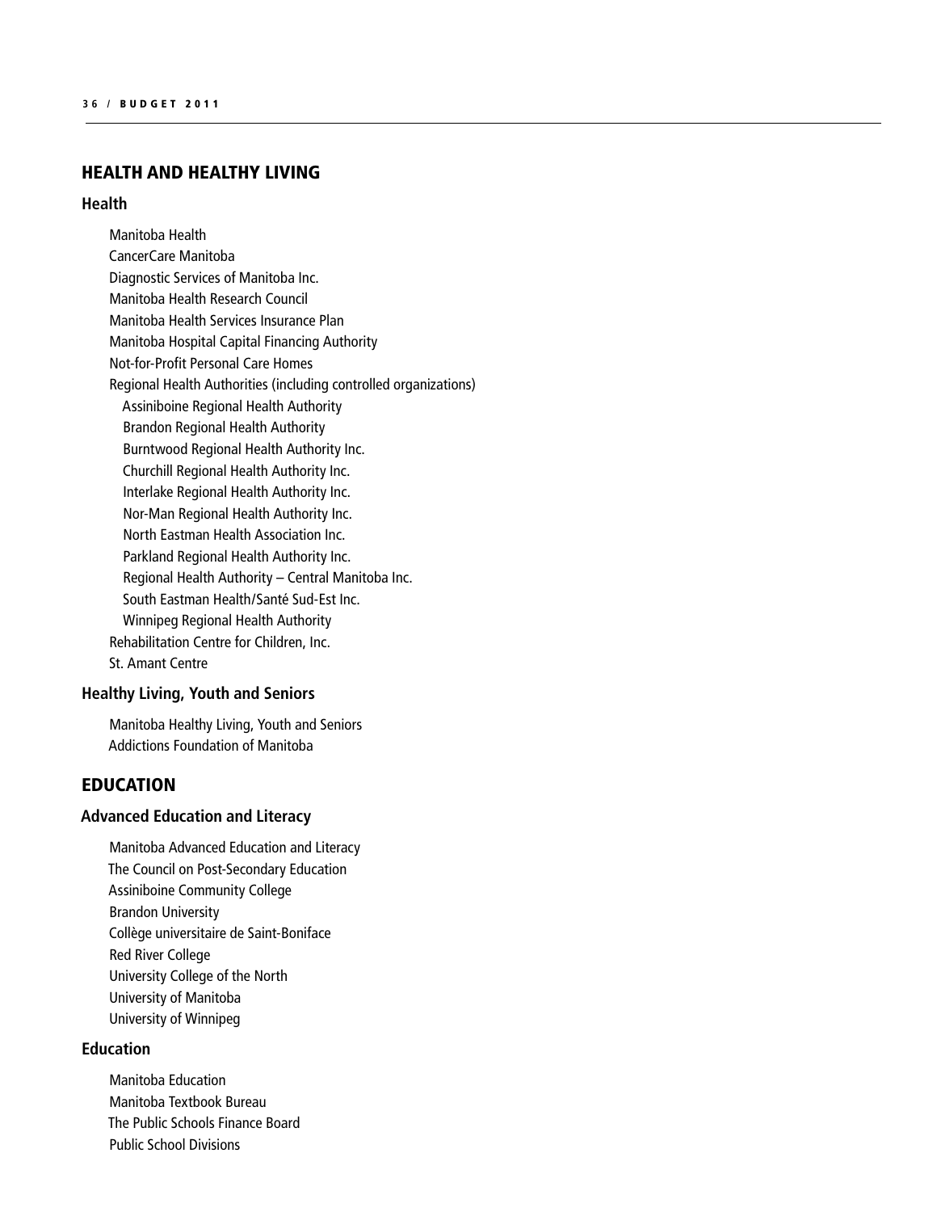## HEALTH AND HEALTHY LIVING

### Health

- Manitoba Health
- CancerCare Manitoba
- Diagnostic Services of Manitoba Inc.
- Manitoba Health Research Council
- Manitoba Health Services Insurance Plan
- Manitoba Hospital Capital Financing Authority
- Not-for-Profit Personal Care Homes
- Regional Health Authorities (including controlled organizations)
  - Assiniboine Regional Health Authority
  - Brandon Regional Health Authority
  - Burntwood Regional Health Authority Inc.
  - Churchill Regional Health Authority Inc.
  - Interlake Regional Health Authority Inc.
  - Nor-Man Regional Health Authority Inc.
  - North Eastman Health Association Inc.
  - Parkland Regional Health Authority Inc.
  - Regional Health Authority – Central Manitoba Inc.
  - South Eastman Health/Santé Sud-Est Inc.
  - Winnipeg Regional Health Authority
- Rehabilitation Centre for Children, Inc.
- St. Amant Centre

### Healthy Living, Youth and Seniors

- Manitoba Healthy Living, Youth and Seniors
- Addictions Foundation of Manitoba

## EDUCATION

### Advanced Education and Literacy

- Manitoba Advanced Education and Literacy
- The Council on Post-Secondary Education
- Assiniboine Community College
- Brandon University
- Collège universitaire de Saint-Boniface
- Red River College
- University College of the North
- University of Manitoba
- University of Winnipeg

### Education

- Manitoba Education
- Manitoba Textbook Bureau
- The Public Schools Finance Board
- Public School Divisions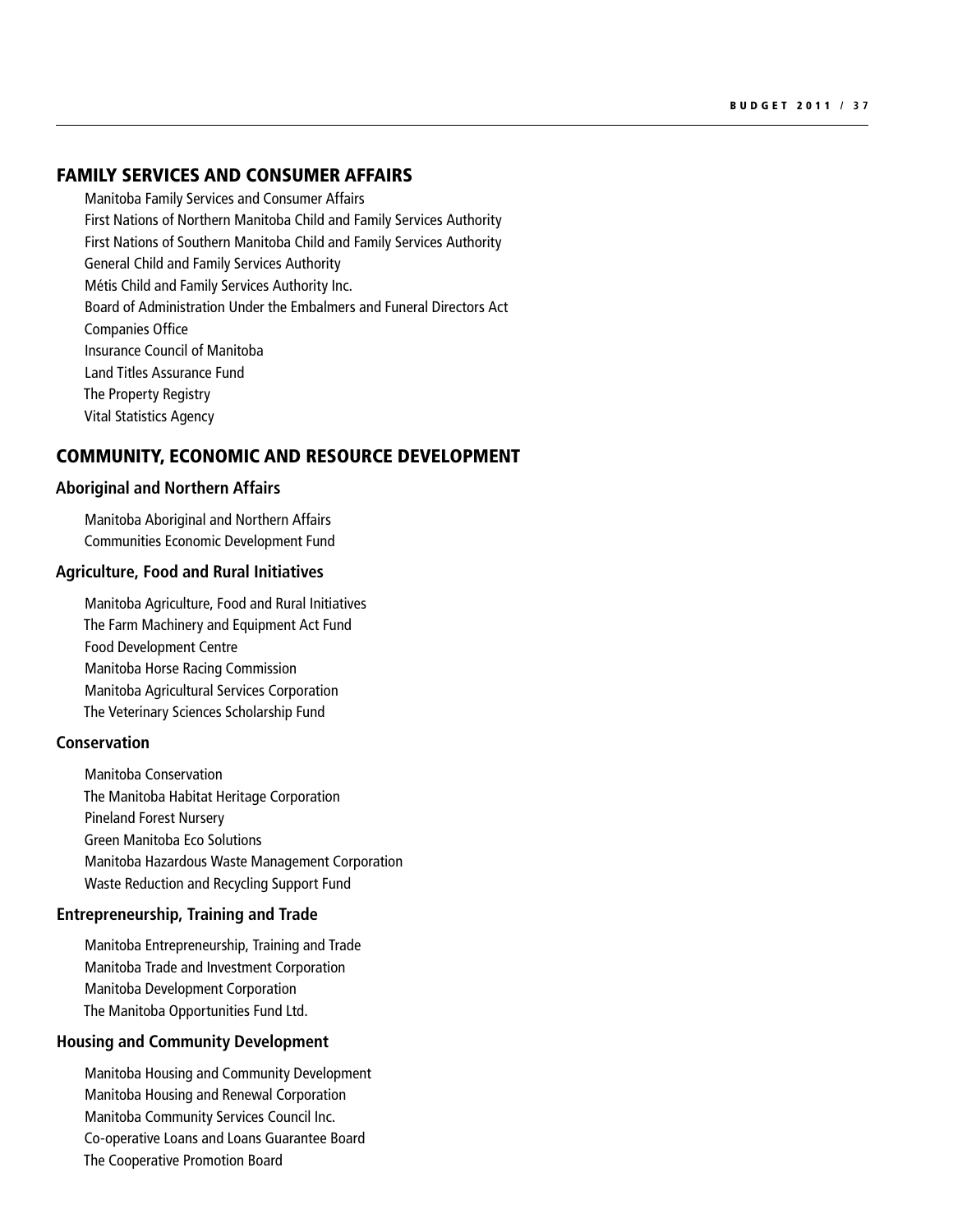## FAMILY SERVICES AND CONSUMER AFFAIRS

Manitoba Family Services and Consumer Affairs
First Nations of Northern Manitoba Child and Family Services Authority
First Nations of Southern Manitoba Child and Family Services Authority
General Child and Family Services Authority
Métis Child and Family Services Authority Inc.
Board of Administration Under the Embalmers and Funeral Directors Act
Companies Office
Insurance Council of Manitoba
Land Titles Assurance Fund
The Property Registry
Vital Statistics Agency

## COMMUNITY, ECONOMIC AND RESOURCE DEVELOPMENT

### Aboriginal and Northern Affairs

Manitoba Aboriginal and Northern Affairs
Communities Economic Development Fund

### Agriculture, Food and Rural Initiatives

Manitoba Agriculture, Food and Rural Initiatives
The Farm Machinery and Equipment Act Fund
Food Development Centre
Manitoba Horse Racing Commission
Manitoba Agricultural Services Corporation
The Veterinary Sciences Scholarship Fund

### Conservation

Manitoba Conservation
The Manitoba Habitat Heritage Corporation
Pineland Forest Nursery
Green Manitoba Eco Solutions
Manitoba Hazardous Waste Management Corporation
Waste Reduction and Recycling Support Fund

### Entrepreneurship, Training and Trade

Manitoba Entrepreneurship, Training and Trade
Manitoba Trade and Investment Corporation
Manitoba Development Corporation
The Manitoba Opportunities Fund Ltd.

### Housing and Community Development

Manitoba Housing and Community Development
Manitoba Housing and Renewal Corporation
Manitoba Community Services Council Inc.
Co-operative Loans and Loans Guarantee Board
The Cooperative Promotion Board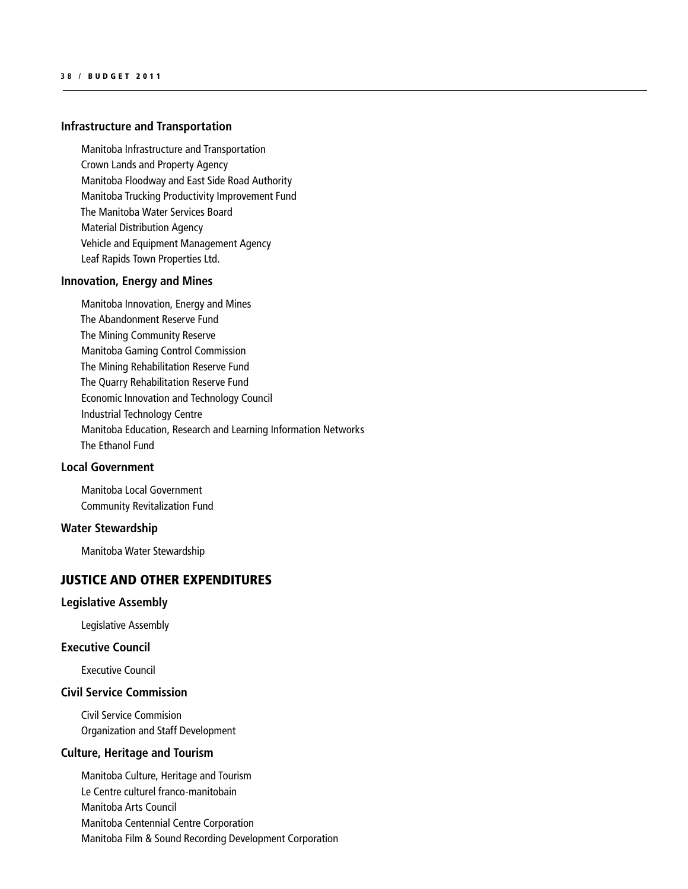### Infrastructure and Transportation

Manitoba Infrastructure and Transportation
Crown Lands and Property Agency
Manitoba Floodway and East Side Road Authority
Manitoba Trucking Productivity Improvement Fund
The Manitoba Water Services Board
Material Distribution Agency
Vehicle and Equipment Management Agency
Leaf Rapids Town Properties Ltd.

### Innovation, Energy and Mines

Manitoba Innovation, Energy and Mines
The Abandonment Reserve Fund
The Mining Community Reserve
Manitoba Gaming Control Commission
The Mining Rehabilitation Reserve Fund
The Quarry Rehabilitation Reserve Fund
Economic Innovation and Technology Council
Industrial Technology Centre
Manitoba Education, Research and Learning Information Networks
The Ethanol Fund

### Local Government

Manitoba Local Government
Community Revitalization Fund

### Water Stewardship

Manitoba Water Stewardship

## JUSTICE AND OTHER EXPENDITURES

### Legislative Assembly

Legislative Assembly

### Executive Council

Executive Council

### Civil Service Commission

Civil Service Commision
Organization and Staff Development

### Culture, Heritage and Tourism

Manitoba Culture, Heritage and Tourism
Le Centre culturel franco-manitobain
Manitoba Arts Council
Manitoba Centennial Centre Corporation
Manitoba Film & Sound Recording Development Corporation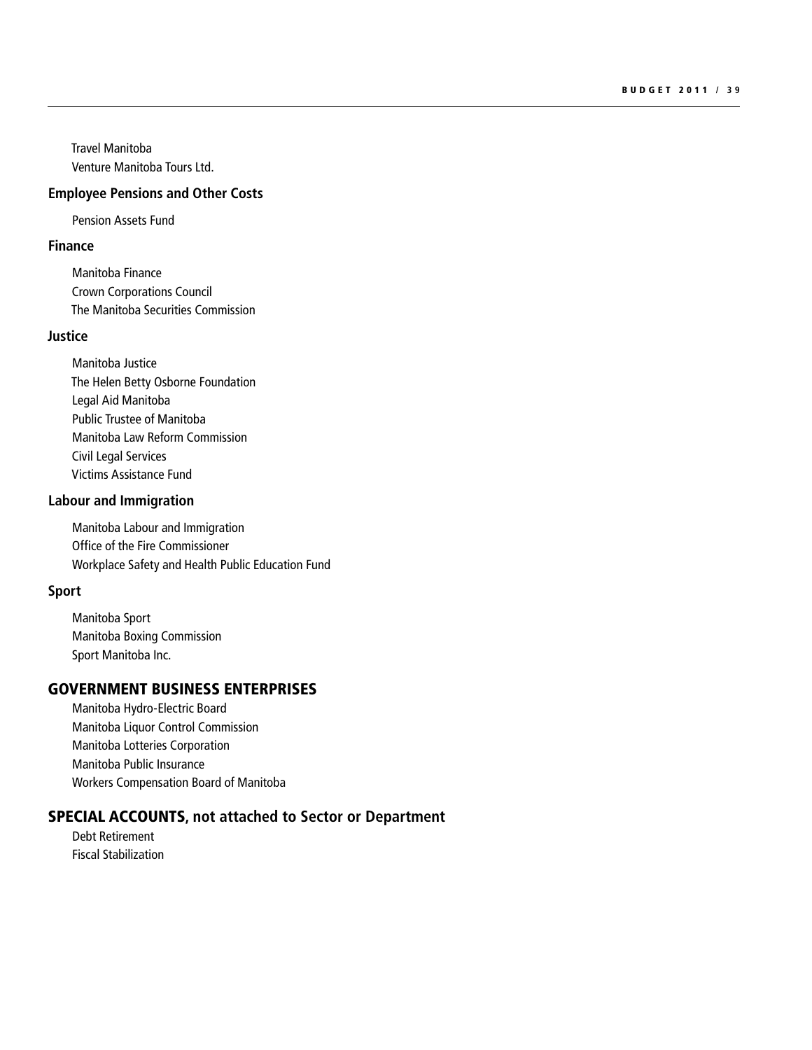Travel Manitoba
Venture Manitoba Tours Ltd.

### Employee Pensions and Other Costs

Pension Assets Fund

### Finance

Manitoba Finance
Crown Corporations Council
The Manitoba Securities Commission

### Justice

Manitoba Justice
The Helen Betty Osborne Foundation
Legal Aid Manitoba
Public Trustee of Manitoba
Manitoba Law Reform Commission
Civil Legal Services
Victims Assistance Fund

### Labour and Immigration

Manitoba Labour and Immigration
Office of the Fire Commissioner
Workplace Safety and Health Public Education Fund

### Sport

Manitoba Sport
Manitoba Boxing Commission
Sport Manitoba Inc.

## GOVERNMENT BUSINESS ENTERPRISES

Manitoba Hydro-Electric Board
Manitoba Liquor Control Commission
Manitoba Lotteries Corporation
Manitoba Public Insurance
Workers Compensation Board of Manitoba

## SPECIAL ACCOUNTS, not attached to Sector or Department

Debt Retirement
Fiscal Stabilization